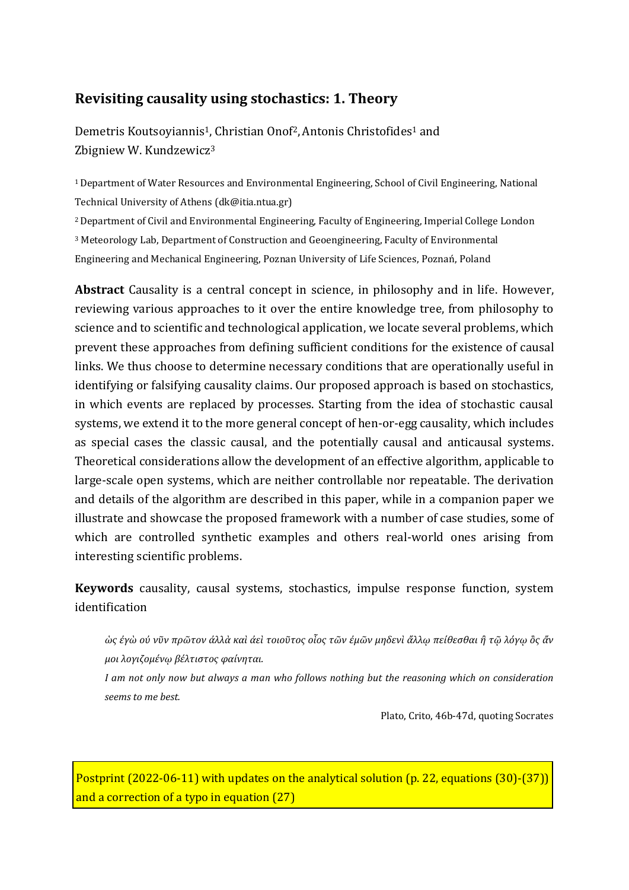## Revisiting causality using stochastics: 1. Theory

Demetris Koutsoyiannis[1], Christian Onof[2], Antonis Christofides[1] and Zbigniew W. Kundzewicz[3]

[1] Department of Water Resources and Environmental Engineering, School of Civil Engineering, National Technical University of Athens (dk@itia.ntua.gr)

[2] Department of Civil and Environmental Engineering, Faculty of Engineering, Imperial College London

[3] Meteorology Lab, Department of Construction and Geoengineering, Faculty of Environmental Engineering and Mechanical Engineering, Poznan University of Life Sciences, Poznań, Poland

**Abstract** Causality is a central concept in science, in philosophy and in life. However, reviewing various approaches to it over the entire knowledge tree, from philosophy to science and to scientific and technological application, we locate several problems, which prevent these approaches from defining sufficient conditions for the existence of causal links. We thus choose to determine necessary conditions that are operationally useful in identifying or falsifying causality claims. Our proposed approach is based on stochastics, in which events are replaced by processes. Starting from the idea of stochastic causal systems, we extend it to the more general concept of hen-or-egg causality, which includes as special cases the classic causal, and the potentially causal and anticausal systems. Theoretical considerations allow the development of an effective algorithm, applicable to large-scale open systems, which are neither controllable nor repeatable. The derivation and details of the algorithm are described in this paper, while in a companion paper we illustrate and showcase the proposed framework with a number of case studies, some of which are controlled synthetic examples and others real-world ones arising from interesting scientific problems.

**Keywords** causality, causal systems, stochastics, impulse response function, system identification

*ὡς ἐγὼ οὐ νῦν πρῶτον ἀλλὰ καὶ ἀεὶ τοιοῦτος οἷος τῶν ἐμῶν μηδενὶ ἄλλῳ πείθεσθαι ἢ τῷ λόγῳ ὃς ἄν μοι λογιζομένῳ βέλτιστος φαίνηται.*

*I am not only now but always a man who follows nothing but the reasoning which on consideration seems to me best.*

Plato, Crito, 46b-47d, quoting Socrates

Postprint (2022-06-11) with updates on the analytical solution (p. 22, equations (30)-(37)) and a correction of a typo in equation (27)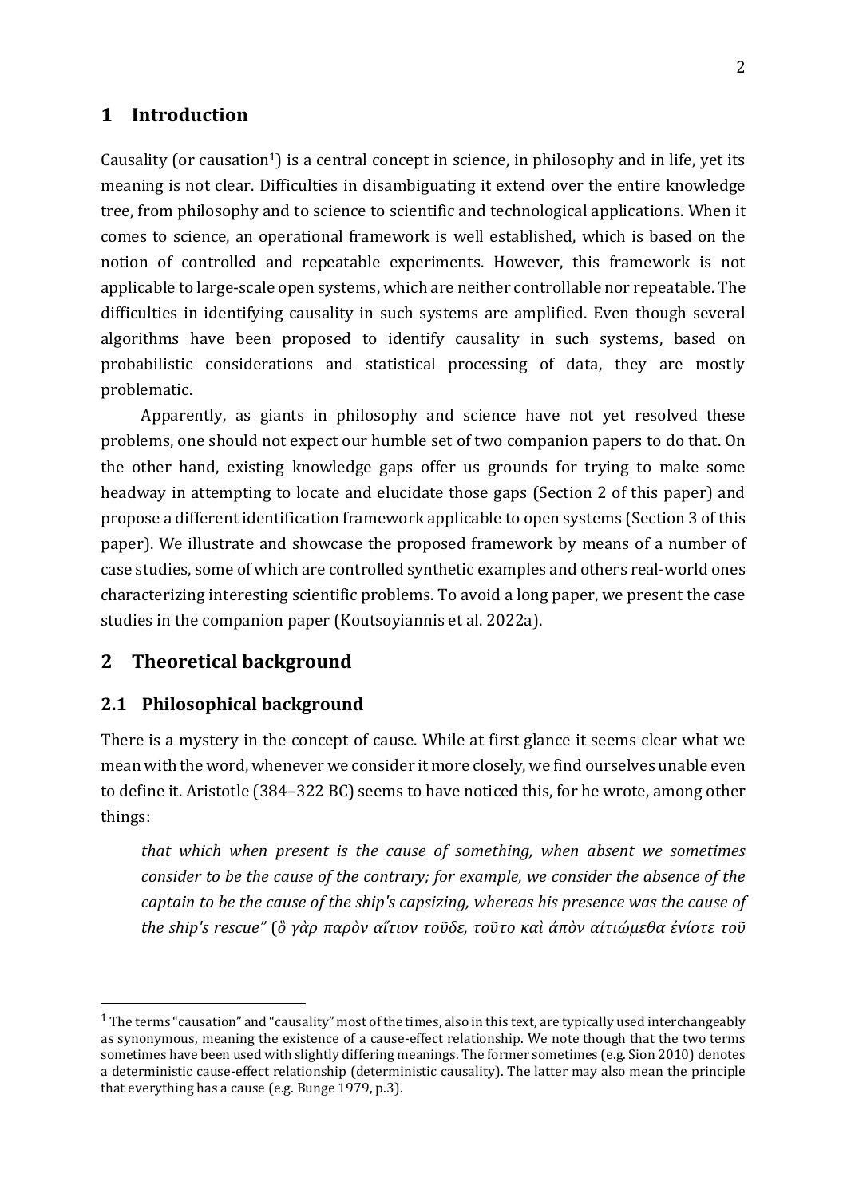## 1 Introduction

Causality (or causation[1]) is a central concept in science, in philosophy and in life, yet its meaning is not clear. Difficulties in disambiguating it extend over the entire knowledge tree, from philosophy and to science to scientific and technological applications. When it comes to science, an operational framework is well established, which is based on the notion of controlled and repeatable experiments. However, this framework is not applicable to large-scale open systems, which are neither controllable nor repeatable. The difficulties in identifying causality in such systems are amplified. Even though several algorithms have been proposed to identify causality in such systems, based on probabilistic considerations and statistical processing of data, they are mostly problematic.

Apparently, as giants in philosophy and science have not yet resolved these problems, one should not expect our humble set of two companion papers to do that. On the other hand, existing knowledge gaps offer us grounds for trying to make some headway in attempting to locate and elucidate those gaps (Section 2 of this paper) and propose a different identification framework applicable to open systems (Section 3 of this paper). We illustrate and showcase the proposed framework by means of a number of case studies, some of which are controlled synthetic examples and others real-world ones characterizing interesting scientific problems. To avoid a long paper, we present the case studies in the companion paper (Koutsoyiannis et al. 2022a).

## 2 Theoretical background

### 2.1 Philosophical background

There is a mystery in the concept of cause. While at first glance it seems clear what we mean with the word, whenever we consider it more closely, we find ourselves unable even to define it. Aristotle (384–322 BC) seems to have noticed this, for he wrote, among other things:

> *that which when present is the cause of something, when absent we sometimes consider to be the cause of the contrary; for example, we consider the absence of the captain to be the cause of the ship's capsizing, whereas his presence was the cause of the ship's rescue"* (*ὃ γὰρ παρὸν αἴτιον τοῦδε, τοῦτο καὶ ἀπὸν αἰτιώμεθα ἐνίοτε τοῦ*

---

[1] The terms "causation" and "causality" most of the times, also in this text, are typically used interchangeably as synonymous, meaning the existence of a cause-effect relationship. We note though that the two terms sometimes have been used with slightly differing meanings. The former sometimes (e.g. Sion 2010) denotes a deterministic cause-effect relationship (deterministic causality). The latter may also mean the principle that everything has a cause (e.g. Bunge 1979, p.3).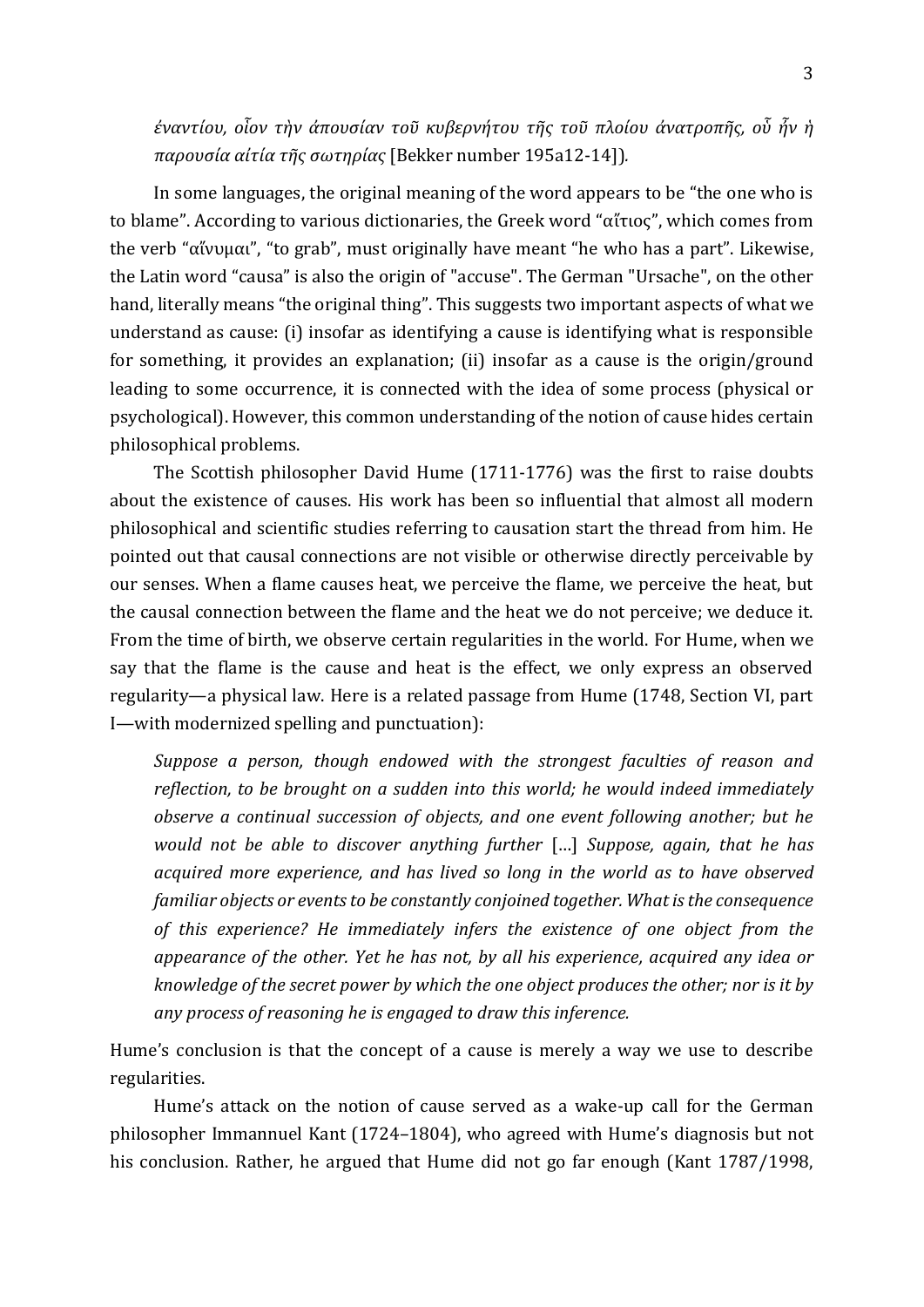*ἐναντίου, οἷον τὴν ἀπουσίαν τοῦ κυβερνήτου τῆς τοῦ πλοίου ἀνατροπῆς, οὗ ἦν ἡ παρουσία αἰτία τῆς σωτηρίας* [Bekker number 195a12-14]).

In some languages, the original meaning of the word appears to be "the one who is to blame". According to various dictionaries, the Greek word "αἴτιος", which comes from the verb "αἴνυμαι", "to grab", must originally have meant "he who has a part". Likewise, the Latin word "causa" is also the origin of "accuse". The German "Ursache", on the other hand, literally means "the original thing". This suggests two important aspects of what we understand as cause: (i) insofar as identifying a cause is identifying what is responsible for something, it provides an explanation; (ii) insofar as a cause is the origin/ground leading to some occurrence, it is connected with the idea of some process (physical or psychological). However, this common understanding of the notion of cause hides certain philosophical problems.

The Scottish philosopher David Hume (1711-1776) was the first to raise doubts about the existence of causes. His work has been so influential that almost all modern philosophical and scientific studies referring to causation start the thread from him. He pointed out that causal connections are not visible or otherwise directly perceivable by our senses. When a flame causes heat, we perceive the flame, we perceive the heat, but the causal connection between the flame and the heat we do not perceive; we deduce it. From the time of birth, we observe certain regularities in the world. For Hume, when we say that the flame is the cause and heat is the effect, we only express an observed regularity—a physical law. Here is a related passage from Hume (1748, Section VI, part I—with modernized spelling and punctuation):

> *Suppose a person, though endowed with the strongest faculties of reason and reflection, to be brought on a sudden into this world; he would indeed immediately observe a continual succession of objects, and one event following another; but he would not be able to discover anything further* […] *Suppose, again, that he has acquired more experience, and has lived so long in the world as to have observed familiar objects or events to be constantly conjoined together. What is the consequence of this experience? He immediately infers the existence of one object from the appearance of the other. Yet he has not, by all his experience, acquired any idea or knowledge of the secret power by which the one object produces the other; nor is it by any process of reasoning he is engaged to draw this inference.*

Hume's conclusion is that the concept of a cause is merely a way we use to describe regularities.

Hume's attack on the notion of cause served as a wake-up call for the German philosopher Immannuel Kant (1724–1804), who agreed with Hume's diagnosis but not his conclusion. Rather, he argued that Hume did not go far enough (Kant 1787/1998,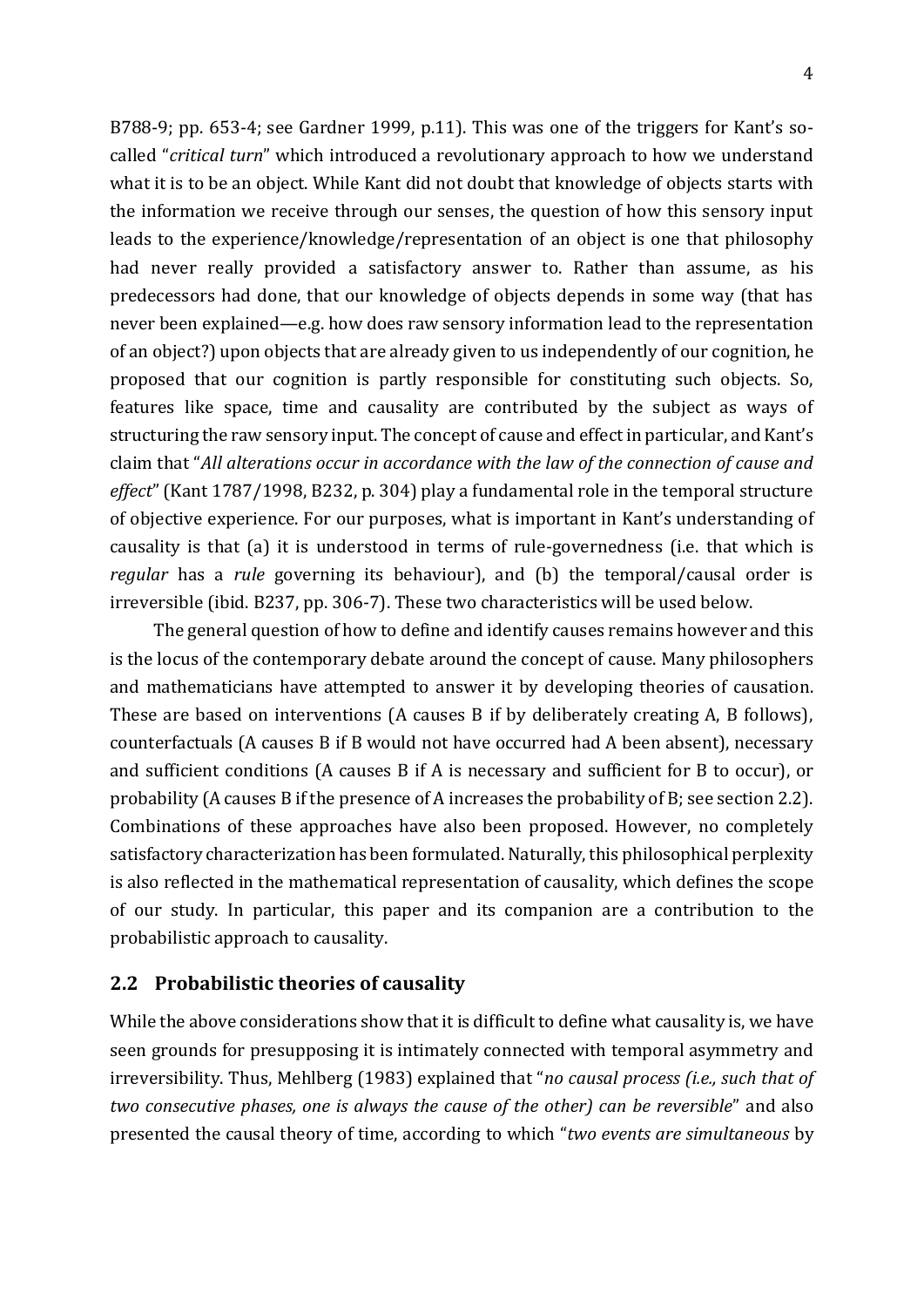B788-9; pp. 653-4; see Gardner 1999, p.11). This was one of the triggers for Kant's so-called "*critical turn*" which introduced a revolutionary approach to how we understand what it is to be an object. While Kant did not doubt that knowledge of objects starts with the information we receive through our senses, the question of how this sensory input leads to the experience/knowledge/representation of an object is one that philosophy had never really provided a satisfactory answer to. Rather than assume, as his predecessors had done, that our knowledge of objects depends in some way (that has never been explained—e.g. how does raw sensory information lead to the representation of an object?) upon objects that are already given to us independently of our cognition, he proposed that our cognition is partly responsible for constituting such objects. So, features like space, time and causality are contributed by the subject as ways of structuring the raw sensory input. The concept of cause and effect in particular, and Kant's claim that "*All alterations occur in accordance with the law of the connection of cause and effect*" (Kant 1787/1998, B232, p. 304) play a fundamental role in the temporal structure of objective experience. For our purposes, what is important in Kant's understanding of causality is that (a) it is understood in terms of rule-governedness (i.e. that which is *regular* has a *rule* governing its behaviour), and (b) the temporal/causal order is irreversible (ibid. B237, pp. 306-7). These two characteristics will be used below.

The general question of how to define and identify causes remains however and this is the locus of the contemporary debate around the concept of cause. Many philosophers and mathematicians have attempted to answer it by developing theories of causation. These are based on interventions (A causes B if by deliberately creating A, B follows), counterfactuals (A causes B if B would not have occurred had A been absent), necessary and sufficient conditions (A causes B if A is necessary and sufficient for B to occur), or probability (A causes B if the presence of A increases the probability of B; see section 2.2). Combinations of these approaches have also been proposed. However, no completely satisfactory characterization has been formulated. Naturally, this philosophical perplexity is also reflected in the mathematical representation of causality, which defines the scope of our study. In particular, this paper and its companion are a contribution to the probabilistic approach to causality.

## 2.2 Probabilistic theories of causality

While the above considerations show that it is difficult to define what causality is, we have seen grounds for presupposing it is intimately connected with temporal asymmetry and irreversibility. Thus, Mehlberg (1983) explained that "*no causal process (i.e., such that of two consecutive phases, one is always the cause of the other) can be reversible*" and also presented the causal theory of time, according to which "*two events are simultaneous* by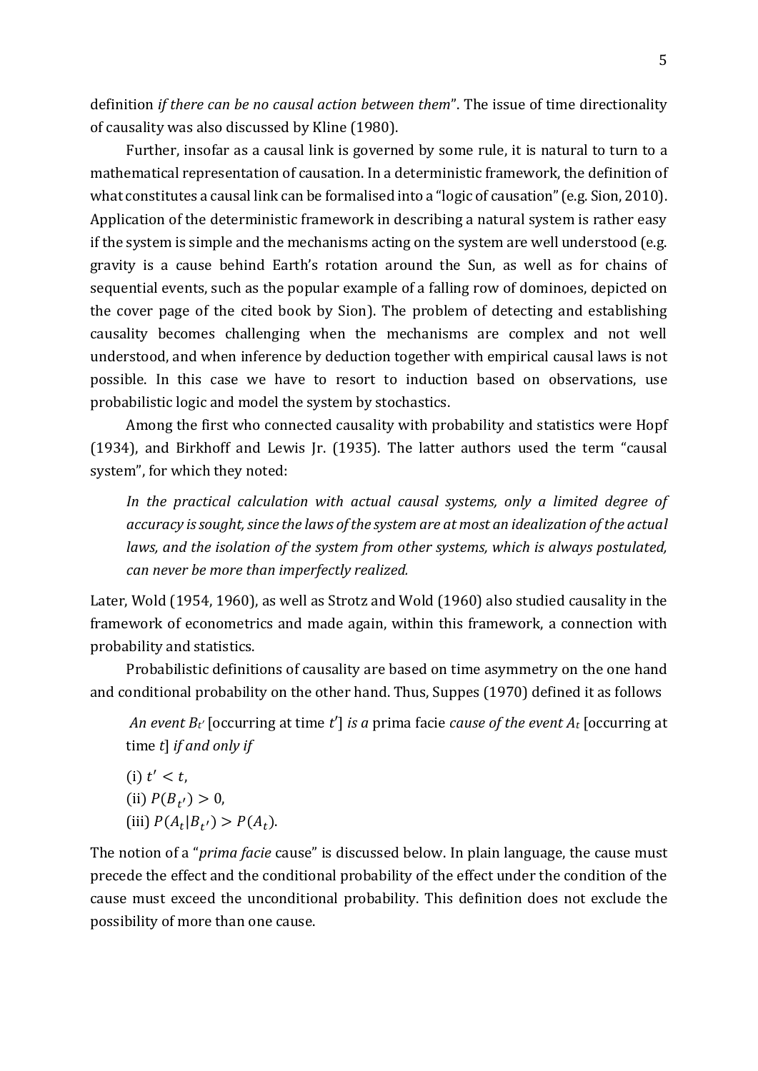definition *if there can be no causal action between them*". The issue of time directionality of causality was also discussed by Kline (1980).

Further, insofar as a causal link is governed by some rule, it is natural to turn to a mathematical representation of causation. In a deterministic framework, the definition of what constitutes a causal link can be formalised into a "logic of causation" (e.g. Sion, 2010). Application of the deterministic framework in describing a natural system is rather easy if the system is simple and the mechanisms acting on the system are well understood (e.g. gravity is a cause behind Earth's rotation around the Sun, as well as for chains of sequential events, such as the popular example of a falling row of dominoes, depicted on the cover page of the cited book by Sion). The problem of detecting and establishing causality becomes challenging when the mechanisms are complex and not well understood, and when inference by deduction together with empirical causal laws is not possible. In this case we have to resort to induction based on observations, use probabilistic logic and model the system by stochastics.

Among the first who connected causality with probability and statistics were Hopf (1934), and Birkhoff and Lewis Jr. (1935). The latter authors used the term "causal system", for which they noted:

> *In the practical calculation with actual causal systems, only a limited degree of accuracy is sought, since the laws of the system are at most an idealization of the actual laws, and the isolation of the system from other systems, which is always postulated, can never be more than imperfectly realized.*

Later, Wold (1954, 1960), as well as Strotz and Wold (1960) also studied causality in the framework of econometrics and made again, within this framework, a connection with probability and statistics.

Probabilistic definitions of causality are based on time asymmetry on the one hand and conditional probability on the other hand. Thus, Suppes (1970) defined it as follows

> *An event $B_{t'}$* [occurring at time $t'$] *is a* prima facie *cause of the event $A_t$* [occurring at time $t$] *if and only if*
>
> (i) $t' < t$,
> (ii) $P(B_{t'}) > 0$,
> (iii) $P(A_t|B_{t'}) > P(A_t)$.

The notion of a "*prima facie* cause" is discussed below. In plain language, the cause must precede the effect and the conditional probability of the effect under the condition of the cause must exceed the unconditional probability. This definition does not exclude the possibility of more than one cause.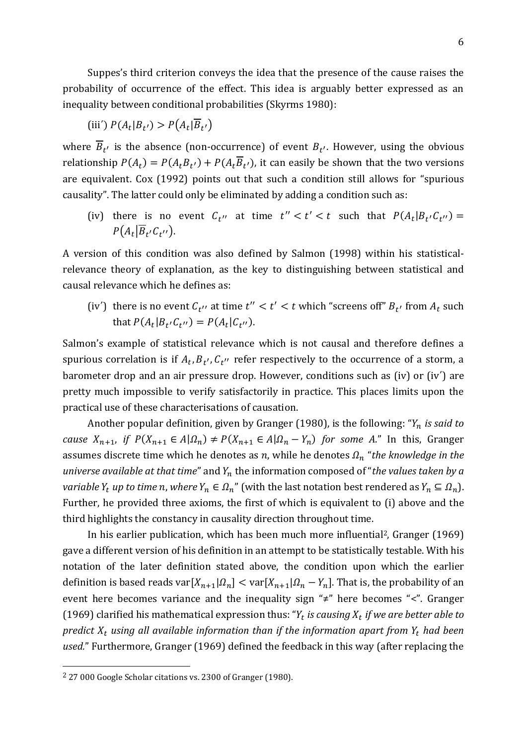Suppes's third criterion conveys the idea that the presence of the cause raises the probability of occurrence of the effect. This idea is arguably better expressed as an inequality between conditional probabilities (Skyrms 1980):

(iii′) $P(A_t|B_{t'}) > P(A_t|\overline{B}_{t'})$

where $\overline{B}_{t'}$ is the absence (non-occurrence) of event $B_{t'}$. However, using the obvious relationship $P(A_t) = P(A_t B_{t'}) + P(A_t \overline{B}_{t'})$, it can easily be shown that the two versions are equivalent. Cox (1992) points out that such a condition still allows for "spurious causality". The latter could only be eliminated by adding a condition such as:

(iv) there is no event $C_{t''}$ at time $t'' < t' < t$ such that $P(A_t|B_{t'}C_{t''}) = P(A_t|\overline{B}_{t'}C_{t''})$.

A version of this condition was also defined by Salmon (1998) within his statistical-relevance theory of explanation, as the key to distinguishing between statistical and causal relevance which he defines as:

(iv′) there is no event $C_{t''}$ at time $t'' < t' < t$ which "screens off" $B_{t'}$ from $A_t$ such that $P(A_t|B_{t'}C_{t''}) = P(A_t|C_{t''})$.

Salmon's example of statistical relevance which is not causal and therefore defines a spurious correlation is if $A_t, B_{t'}, C_{t''}$ refer respectively to the occurrence of a storm, a barometer drop and an air pressure drop. However, conditions such as (iv) or (iv′) are pretty much impossible to verify satisfactorily in practice. This places limits upon the practical use of these characterisations of causation.

Another popular definition, given by Granger (1980), is the following: "*$Y_n$ is said to cause $X_{n+1}$, if $P(X_{n+1} \in A|\Omega_n) \neq P(X_{n+1} \in A|\Omega_n - Y_n)$ for some A.*" In this, Granger assumes discrete time which he denotes as $n$, while he denotes $\Omega_n$ "*the knowledge in the universe available at that time*" and $Y_n$ the information composed of "*the values taken by a variable $Y_t$ up to time $n$, where $Y_n \in \Omega_n$*" (with the last notation best rendered as $Y_n \subseteq \Omega_n$). Further, he provided three axioms, the first of which is equivalent to (i) above and the third highlights the constancy in causality direction throughout time.

In his earlier publication, which has been much more influential[2], Granger (1969) gave a different version of his definition in an attempt to be statistically testable. With his notation of the later definition stated above, the condition upon which the earlier definition is based reads $\text{var}[X_{n+1}|\Omega_n] < \text{var}[X_{n+1}|\Omega_n - Y_n]$. That is, the probability of an event here becomes variance and the inequality sign "≠" here becomes "<". Granger (1969) clarified his mathematical expression thus: "*$Y_t$ is causing $X_t$ if we are better able to predict $X_t$ using all available information than if the information apart from $Y_t$ had been used.*" Furthermore, Granger (1969) defined the feedback in this way (after replacing the

[2] 27 000 Google Scholar citations vs. 2300 of Granger (1980).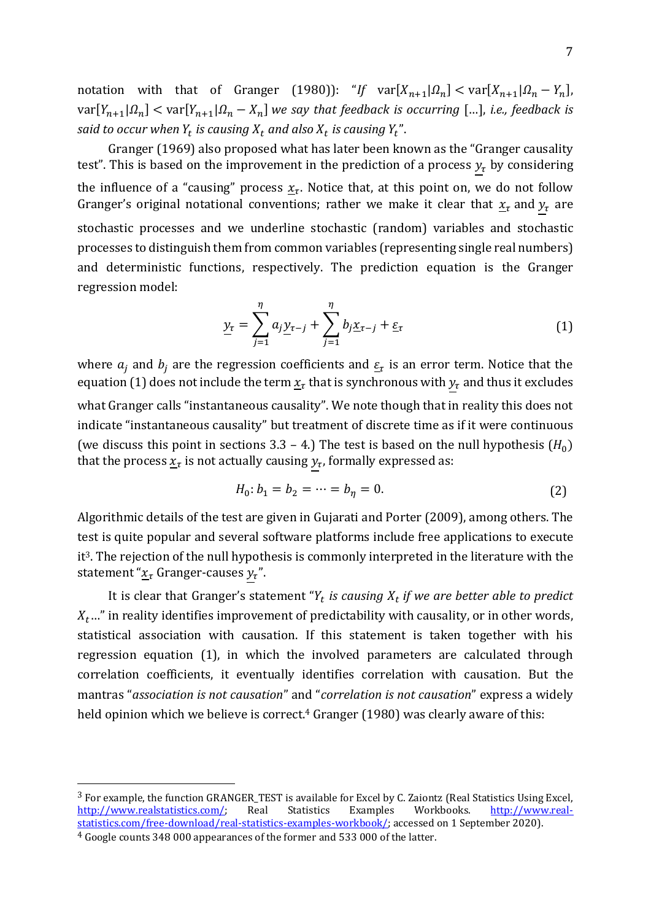notation with that of Granger (1980)): "*If* $\mathrm{var}[X_{n+1}|\Omega_n] < \mathrm{var}[X_{n+1}|\Omega_n - Y_n]$, $\mathrm{var}[Y_{n+1}|\Omega_n] < \mathrm{var}[Y_{n+1}|\Omega_n - X_n]$ *we say that feedback is occurring* [...], *i.e., feedback is said to occur when $Y_t$ is causing $X_t$ and also $X_t$ is causing $Y_t$*".

Granger (1969) also proposed what has later been known as the "Granger causality test". This is based on the improvement in the prediction of a process $\underline{y}_\tau$ by considering the influence of a "causing" process $\underline{x}_\tau$. Notice that, at this point on, we do not follow Granger's original notational conventions; rather we make it clear that $\underline{x}_\tau$ and $\underline{y}_\tau$ are stochastic processes and we underline stochastic (random) variables and stochastic processes to distinguish them from common variables (representing single real numbers) and deterministic functions, respectively. The prediction equation is the Granger regression model:

$$\underline{y}_\tau = \sum_{j=1}^{\eta} a_j \underline{y}_{\tau-j} + \sum_{j=1}^{\eta} b_j \underline{x}_{\tau-j} + \underline{\varepsilon}_\tau \tag{1}$$

where $a_j$ and $b_j$ are the regression coefficients and $\underline{\varepsilon}_\tau$ is an error term. Notice that the equation (1) does not include the term $\underline{x}_\tau$ that is synchronous with $\underline{y}_\tau$ and thus it excludes what Granger calls "instantaneous causality". We note though that in reality this does not indicate "instantaneous causality" but treatment of discrete time as if it were continuous (we discuss this point in sections 3.3 – 4.) The test is based on the null hypothesis ($H_0$) that the process $\underline{x}_\tau$ is not actually causing $\underline{y}_\tau$, formally expressed as:

$$H_0 \colon b_1 = b_2 = \cdots = b_\eta = 0. \tag{2}$$

Algorithmic details of the test are given in Gujarati and Porter (2009), among others. The test is quite popular and several software platforms include free applications to execute it[3]. The rejection of the null hypothesis is commonly interpreted in the literature with the statement "$\underline{x}_\tau$ Granger-causes $\underline{y}_\tau$".

It is clear that Granger's statement "*$Y_t$ is causing $X_t$ if we are better able to predict $X_t$*..." in reality identifies improvement of predictability with causality, or in other words, statistical association with causation. If this statement is taken together with his regression equation (1), in which the involved parameters are calculated through correlation coefficients, it eventually identifies correlation with causation. But the mantras "*association is not causation*" and "*correlation is not causation*" express a widely held opinion which we believe is correct.[4] Granger (1980) was clearly aware of this:

---

[3] For example, the function GRANGER_TEST is available for Excel by C. Zaiontz (Real Statistics Using Excel, http://www.realstatistics.com/; Real Statistics Examples Workbooks. http://www.real-statistics.com/free-download/real-statistics-examples-workbook/; accessed on 1 September 2020).

[4] Google counts 348 000 appearances of the former and 533 000 of the latter.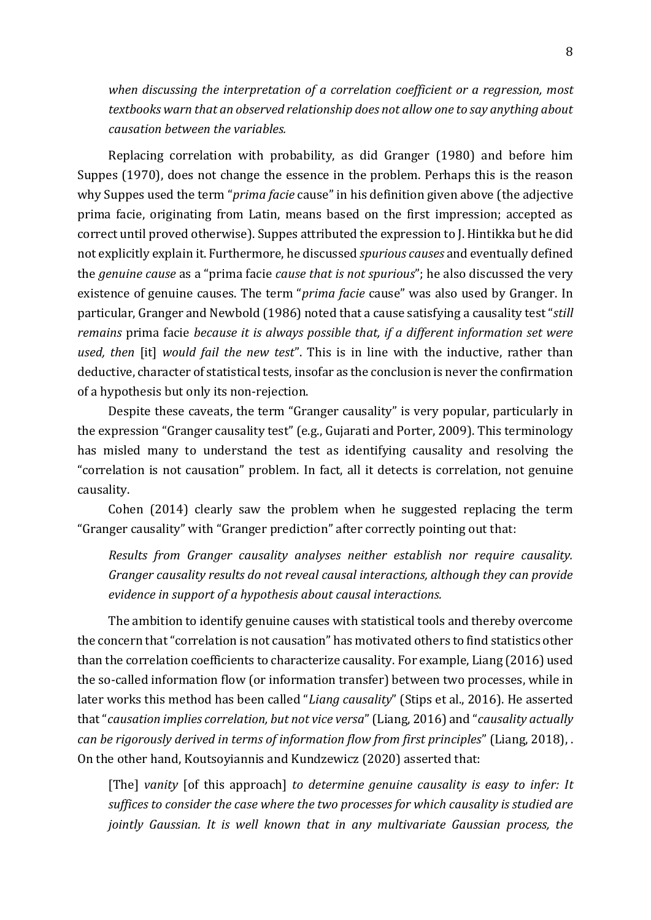*when discussing the interpretation of a correlation coefficient or a regression, most textbooks warn that an observed relationship does not allow one to say anything about causation between the variables.*

Replacing correlation with probability, as did Granger (1980) and before him Suppes (1970), does not change the essence in the problem. Perhaps this is the reason why Suppes used the term "*prima facie* cause" in his definition given above (the adjective prima facie, originating from Latin, means based on the first impression; accepted as correct until proved otherwise). Suppes attributed the expression to J. Hintikka but he did not explicitly explain it. Furthermore, he discussed *spurious causes* and eventually defined the *genuine cause* as a "prima facie *cause that is not spurious*"; he also discussed the very existence of genuine causes. The term "*prima facie* cause" was also used by Granger. In particular, Granger and Newbold (1986) noted that a cause satisfying a causality test "*still remains* prima facie *because it is always possible that, if a different information set were used, then* [it] *would fail the new test*". This is in line with the inductive, rather than deductive, character of statistical tests, insofar as the conclusion is never the confirmation of a hypothesis but only its non-rejection.

Despite these caveats, the term "Granger causality" is very popular, particularly in the expression "Granger causality test" (e.g., Gujarati and Porter, 2009). This terminology has misled many to understand the test as identifying causality and resolving the "correlation is not causation" problem. In fact, all it detects is correlation, not genuine causality.

Cohen (2014) clearly saw the problem when he suggested replacing the term "Granger causality" with "Granger prediction" after correctly pointing out that:

*Results from Granger causality analyses neither establish nor require causality. Granger causality results do not reveal causal interactions, although they can provide evidence in support of a hypothesis about causal interactions.*

The ambition to identify genuine causes with statistical tools and thereby overcome the concern that "correlation is not causation" has motivated others to find statistics other than the correlation coefficients to characterize causality. For example, Liang (2016) used the so-called information flow (or information transfer) between two processes, while in later works this method has been called "*Liang causality*" (Stips et al., 2016). He asserted that "*causation implies correlation, but not vice versa*" (Liang, 2016) and "*causality actually can be rigorously derived in terms of information flow from first principles*" (Liang, 2018), . On the other hand, Koutsoyiannis and Kundzewicz (2020) asserted that:

[The] *vanity* [of this approach] *to determine genuine causality is easy to infer: It suffices to consider the case where the two processes for which causality is studied are jointly Gaussian. It is well known that in any multivariate Gaussian process, the*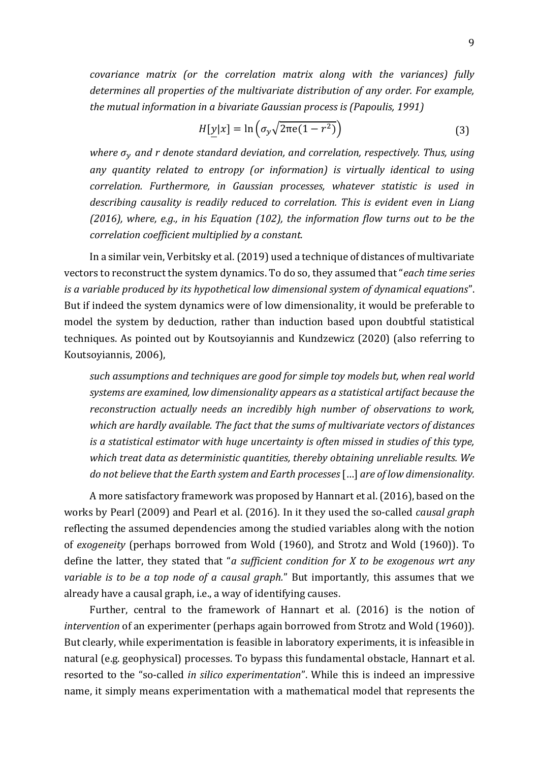*covariance matrix (or the correlation matrix along with the variances) fully determines all properties of the multivariate distribution of any order. For example, the mutual information in a bivariate Gaussian process is (Papoulis, 1991)*

$$H[\underline{y}|x] = \ln\left(\sigma_y\sqrt{2\pi e(1-r^2)}\right) \tag{3}$$

*where $\sigma_y$ and r denote standard deviation, and correlation, respectively. Thus, using any quantity related to entropy (or information) is virtually identical to using correlation. Furthermore, in Gaussian processes, whatever statistic is used in describing causality is readily reduced to correlation. This is evident even in Liang (2016), where, e.g., in his Equation (102), the information flow turns out to be the correlation coefficient multiplied by a constant.*

In a similar vein, Verbitsky et al. (2019) used a technique of distances of multivariate vectors to reconstruct the system dynamics. To do so, they assumed that "*each time series is a variable produced by its hypothetical low dimensional system of dynamical equations*". But if indeed the system dynamics were of low dimensionality, it would be preferable to model the system by deduction, rather than induction based upon doubtful statistical techniques. As pointed out by Koutsoyiannis and Kundzewicz (2020) (also referring to Koutsoyiannis, 2006),

*such assumptions and techniques are good for simple toy models but, when real world systems are examined, low dimensionality appears as a statistical artifact because the reconstruction actually needs an incredibly high number of observations to work, which are hardly available. The fact that the sums of multivariate vectors of distances is a statistical estimator with huge uncertainty is often missed in studies of this type, which treat data as deterministic quantities, thereby obtaining unreliable results. We do not believe that the Earth system and Earth processes* […] *are of low dimensionality.*

A more satisfactory framework was proposed by Hannart et al. (2016), based on the works by Pearl (2009) and Pearl et al. (2016). In it they used the so-called *causal graph* reflecting the assumed dependencies among the studied variables along with the notion of *exogeneity* (perhaps borrowed from Wold (1960), and Strotz and Wold (1960)). To define the latter, they stated that "*a sufficient condition for X to be exogenous wrt any variable is to be a top node of a causal graph.*" But importantly, this assumes that we already have a causal graph, i.e., a way of identifying causes.

Further, central to the framework of Hannart et al. (2016) is the notion of *intervention* of an experimenter (perhaps again borrowed from Strotz and Wold (1960)). But clearly, while experimentation is feasible in laboratory experiments, it is infeasible in natural (e.g. geophysical) processes. To bypass this fundamental obstacle, Hannart et al. resorted to the "so-called *in silico experimentation*". While this is indeed an impressive name, it simply means experimentation with a mathematical model that represents the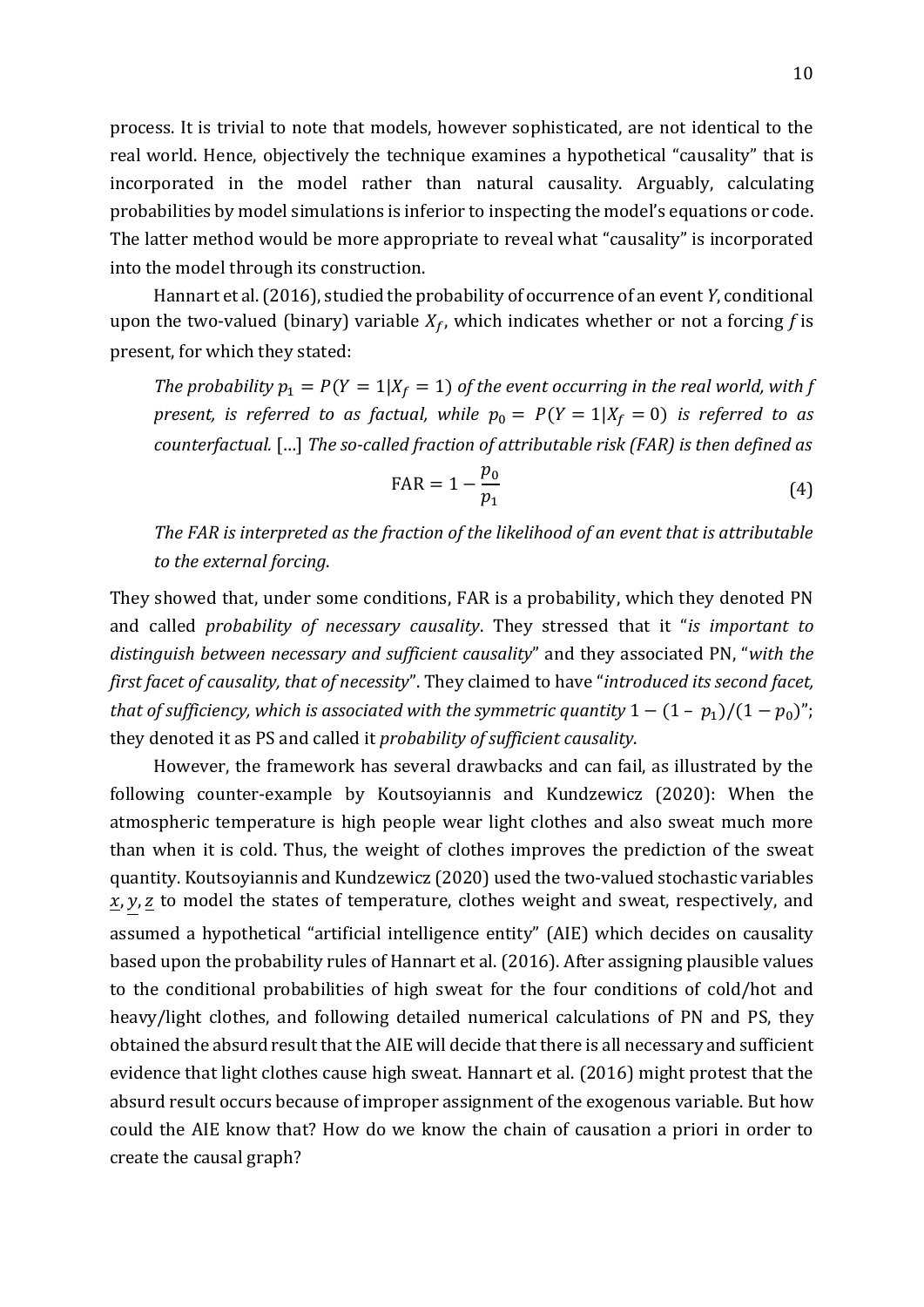process. It is trivial to note that models, however sophisticated, are not identical to the real world. Hence, objectively the technique examines a hypothetical "causality" that is incorporated in the model rather than natural causality. Arguably, calculating probabilities by model simulations is inferior to inspecting the model's equations or code. The latter method would be more appropriate to reveal what "causality" is incorporated into the model through its construction.

Hannart et al. (2016), studied the probability of occurrence of an event $Y$, conditional upon the two-valued (binary) variable $X_f$, which indicates whether or not a forcing $f$ is present, for which they stated:

> *The probability $p_1 = P(Y = 1|X_f = 1)$ of the event occurring in the real world, with f present, is referred to as factual, while $p_0 = P(Y = 1|X_f = 0)$ is referred to as counterfactual.* […] *The so-called fraction of attributable risk (FAR) is then defined as*
>
> $$\mathrm{FAR} = 1 - \frac{p_0}{p_1} \tag{4}$$
>
> *The FAR is interpreted as the fraction of the likelihood of an event that is attributable to the external forcing.*

They showed that, under some conditions, FAR is a probability, which they denoted PN and called *probability of necessary causality*. They stressed that it "*is important to distinguish between necessary and sufficient causality*" and they associated PN, "*with the first facet of causality, that of necessity*". They claimed to have "*introduced its second facet, that of sufficiency, which is associated with the symmetric quantity* $1 - (1 - p_1)/(1 - p_0)$"; they denoted it as PS and called it *probability of sufficient causality*.

However, the framework has several drawbacks and can fail, as illustrated by the following counter-example by Koutsoyiannis and Kundzewicz (2020): When the atmospheric temperature is high people wear light clothes and also sweat much more than when it is cold. Thus, the weight of clothes improves the prediction of the sweat quantity. Koutsoyiannis and Kundzewicz (2020) used the two-valued stochastic variables $\underline{x}, \underline{y}, \underline{z}$ to model the states of temperature, clothes weight and sweat, respectively, and assumed a hypothetical "artificial intelligence entity" (AIE) which decides on causality based upon the probability rules of Hannart et al. (2016). After assigning plausible values to the conditional probabilities of high sweat for the four conditions of cold/hot and heavy/light clothes, and following detailed numerical calculations of PN and PS, they obtained the absurd result that the AIE will decide that there is all necessary and sufficient evidence that light clothes cause high sweat. Hannart et al. (2016) might protest that the absurd result occurs because of improper assignment of the exogenous variable. But how could the AIE know that? How do we know the chain of causation a priori in order to create the causal graph?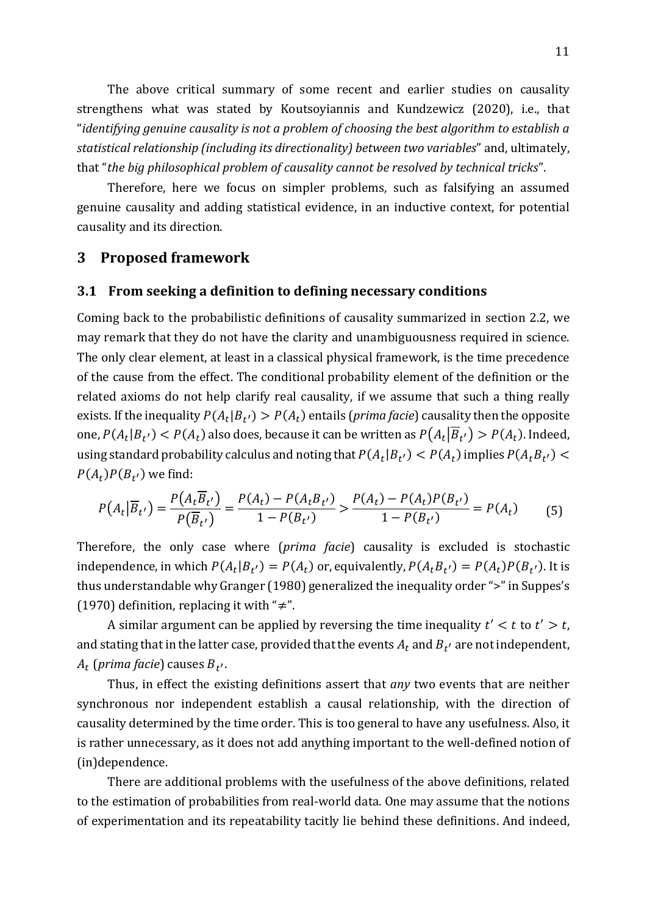The above critical summary of some recent and earlier studies on causality strengthens what was stated by Koutsoyiannis and Kundzewicz (2020), i.e., that "*identifying genuine causality is not a problem of choosing the best algorithm to establish a statistical relationship (including its directionality) between two variables*" and, ultimately, that "*the big philosophical problem of causality cannot be resolved by technical tricks*".

Therefore, here we focus on simpler problems, such as falsifying an assumed genuine causality and adding statistical evidence, in an inductive context, for potential causality and its direction.

## 3 Proposed framework

### 3.1 From seeking a definition to defining necessary conditions

Coming back to the probabilistic definitions of causality summarized in section 2.2, we may remark that they do not have the clarity and unambiguousness required in science. The only clear element, at least in a classical physical framework, is the time precedence of the cause from the effect. The conditional probability element of the definition or the related axioms do not help clarify real causality, if we assume that such a thing really exists. If the inequality $P(A_t|B_{t'}) > P(A_t)$ entails (*prima facie*) causality then the opposite one, $P(A_t|B_{t'}) < P(A_t)$ also does, because it can be written as $P(A_t|\overline{B}_{t'}) > P(A_t)$. Indeed, using standard probability calculus and noting that $P(A_t|B_{t'}) < P(A_t)$ implies $P(A_t B_{t'}) < P(A_t)P(B_{t'})$ we find:

$$P(A_t|\overline{B}_{t'}) = \frac{P(A_t \overline{B}_{t'})}{P(\overline{B}_{t'})} = \frac{P(A_t) - P(A_t B_{t'})}{1 - P(B_{t'})} > \frac{P(A_t) - P(A_t)P(B_{t'})}{1 - P(B_{t'})} = P(A_t) \tag{5}$$

Therefore, the only case where (*prima facie*) causality is excluded is stochastic independence, in which $P(A_t|B_{t'}) = P(A_t)$ or, equivalently, $P(A_t B_{t'}) = P(A_t)P(B_{t'})$. It is thus understandable why Granger (1980) generalized the inequality order ">" in Suppes's (1970) definition, replacing it with "$\neq$".

A similar argument can be applied by reversing the time inequality $t' < t$ to $t' > t$, and stating that in the latter case, provided that the events $A_t$ and $B_{t'}$ are not independent, $A_t$ (*prima facie*) causes $B_{t'}$.

Thus, in effect the existing definitions assert that *any* two events that are neither synchronous nor independent establish a causal relationship, with the direction of causality determined by the time order. This is too general to have any usefulness. Also, it is rather unnecessary, as it does not add anything important to the well-defined notion of (in)dependence.

There are additional problems with the usefulness of the above definitions, related to the estimation of probabilities from real-world data. One may assume that the notions of experimentation and its repeatability tacitly lie behind these definitions. And indeed,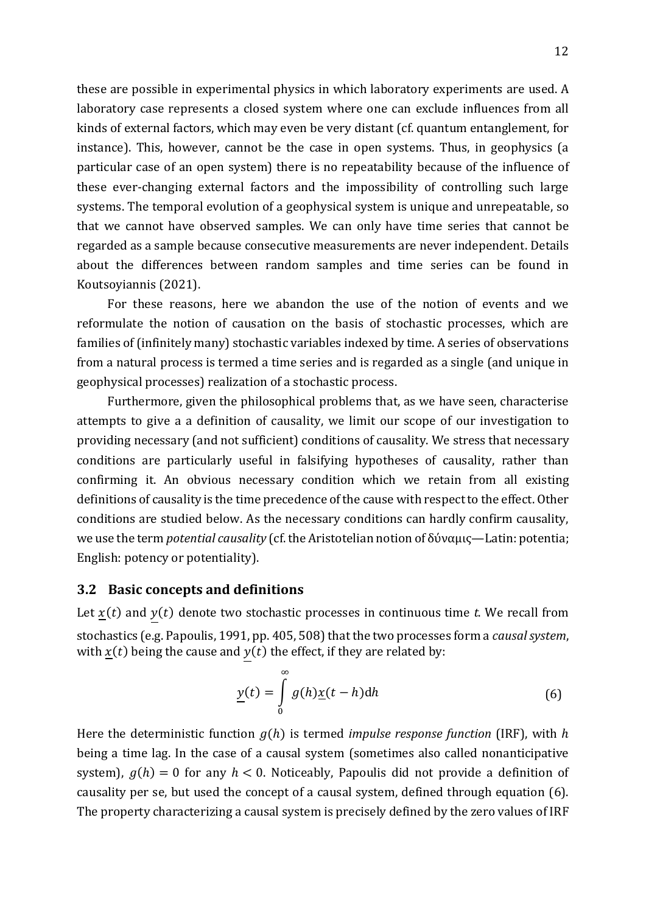these are possible in experimental physics in which laboratory experiments are used. A laboratory case represents a closed system where one can exclude influences from all kinds of external factors, which may even be very distant (cf. quantum entanglement, for instance). This, however, cannot be the case in open systems. Thus, in geophysics (a particular case of an open system) there is no repeatability because of the influence of these ever-changing external factors and the impossibility of controlling such large systems. The temporal evolution of a geophysical system is unique and unrepeatable, so that we cannot have observed samples. We can only have time series that cannot be regarded as a sample because consecutive measurements are never independent. Details about the differences between random samples and time series can be found in Koutsoyiannis (2021).

For these reasons, here we abandon the use of the notion of events and we reformulate the notion of causation on the basis of stochastic processes, which are families of (infinitely many) stochastic variables indexed by time. A series of observations from a natural process is termed a time series and is regarded as a single (and unique in geophysical processes) realization of a stochastic process.

Furthermore, given the philosophical problems that, as we have seen, characterise attempts to give a a definition of causality, we limit our scope of our investigation to providing necessary (and not sufficient) conditions of causality. We stress that necessary conditions are particularly useful in falsifying hypotheses of causality, rather than confirming it. An obvious necessary condition which we retain from all existing definitions of causality is the time precedence of the cause with respect to the effect. Other conditions are studied below. As the necessary conditions can hardly confirm causality, we use the term *potential causality* (cf. the Aristotelian notion of δύναμις—Latin: potentia; English: potency or potentiality).

### 3.2 Basic concepts and definitions

Let $\underline{x}(t)$ and $\underline{y}(t)$ denote two stochastic processes in continuous time *t*. We recall from stochastics (e.g. Papoulis, 1991, pp. 405, 508) that the two processes form a *causal system*, with $\underline{x}(t)$ being the cause and $\underline{y}(t)$ the effect, if they are related by:

$$\underline{y}(t) = \int_0^\infty g(h)\underline{x}(t-h)\mathrm{d}h \tag{6}$$

Here the deterministic function $g(h)$ is termed *impulse response function* (IRF), with $h$ being a time lag. In the case of a causal system (sometimes also called nonanticipative system), $g(h) = 0$ for any $h < 0$. Noticeably, Papoulis did not provide a definition of causality per se, but used the concept of a causal system, defined through equation (6). The property characterizing a causal system is precisely defined by the zero values of IRF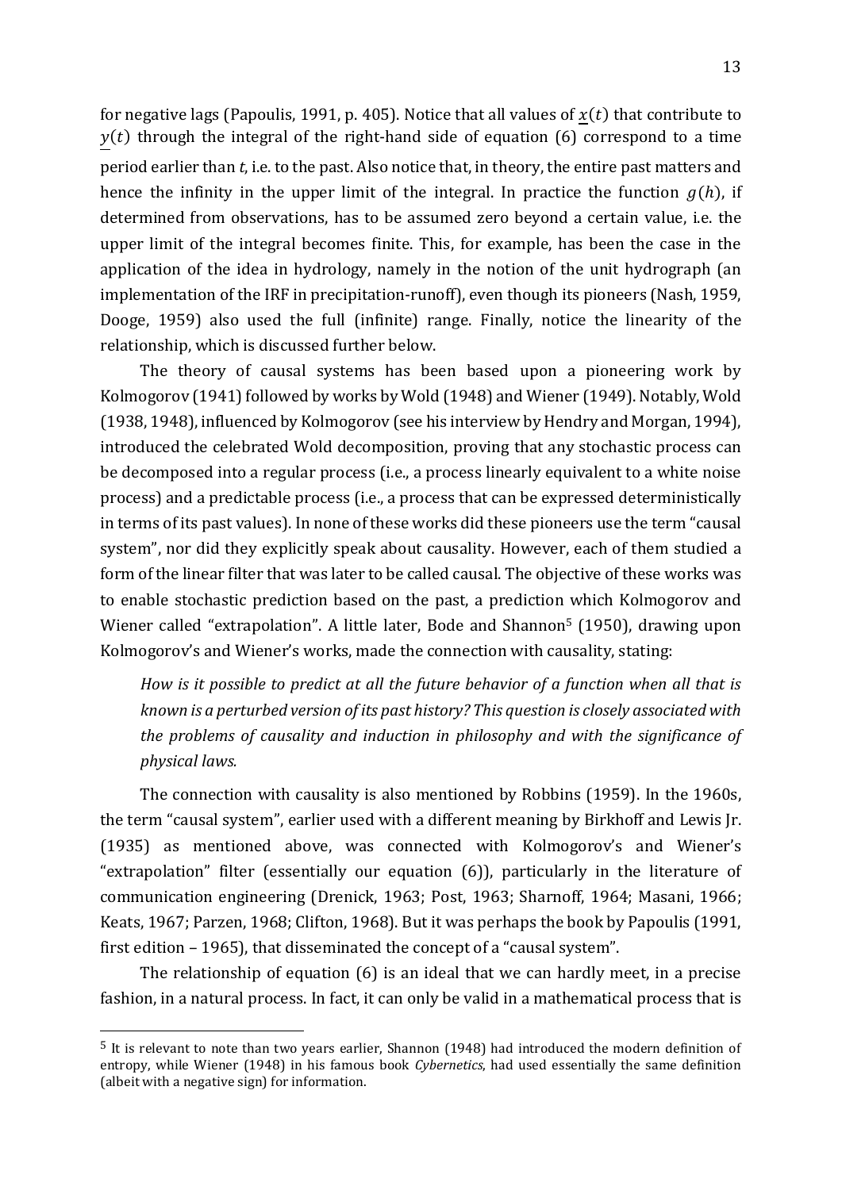for negative lags (Papoulis, 1991, p. 405). Notice that all values of $\underline{x}(t)$ that contribute to $\underline{y}(t)$ through the integral of the right-hand side of equation (6) correspond to a time period earlier than *t*, i.e. to the past. Also notice that, in theory, the entire past matters and hence the infinity in the upper limit of the integral. In practice the function $g(h)$, if determined from observations, has to be assumed zero beyond a certain value, i.e. the upper limit of the integral becomes finite. This, for example, has been the case in the application of the idea in hydrology, namely in the notion of the unit hydrograph (an implementation of the IRF in precipitation-runoff), even though its pioneers (Nash, 1959, Dooge, 1959) also used the full (infinite) range. Finally, notice the linearity of the relationship, which is discussed further below.

The theory of causal systems has been based upon a pioneering work by Kolmogorov (1941) followed by works by Wold (1948) and Wiener (1949). Notably, Wold (1938, 1948), influenced by Kolmogorov (see his interview by Hendry and Morgan, 1994), introduced the celebrated Wold decomposition, proving that any stochastic process can be decomposed into a regular process (i.e., a process linearly equivalent to a white noise process) and a predictable process (i.e., a process that can be expressed deterministically in terms of its past values). In none of these works did these pioneers use the term "causal system", nor did they explicitly speak about causality. However, each of them studied a form of the linear filter that was later to be called causal. The objective of these works was to enable stochastic prediction based on the past, a prediction which Kolmogorov and Wiener called "extrapolation". A little later, Bode and Shannon[5] (1950), drawing upon Kolmogorov's and Wiener's works, made the connection with causality, stating:

> *How is it possible to predict at all the future behavior of a function when all that is known is a perturbed version of its past history? This question is closely associated with the problems of causality and induction in philosophy and with the significance of physical laws.*

The connection with causality is also mentioned by Robbins (1959). In the 1960s, the term "causal system", earlier used with a different meaning by Birkhoff and Lewis Jr. (1935) as mentioned above, was connected with Kolmogorov's and Wiener's "extrapolation" filter (essentially our equation (6)), particularly in the literature of communication engineering (Drenick, 1963; Post, 1963; Sharnoff, 1964; Masani, 1966; Keats, 1967; Parzen, 1968; Clifton, 1968). But it was perhaps the book by Papoulis (1991, first edition – 1965), that disseminated the concept of a "causal system".

The relationship of equation (6) is an ideal that we can hardly meet, in a precise fashion, in a natural process. In fact, it can only be valid in a mathematical process that is

[5] It is relevant to note than two years earlier, Shannon (1948) had introduced the modern definition of entropy, while Wiener (1948) in his famous book *Cybernetics*, had used essentially the same definition (albeit with a negative sign) for information.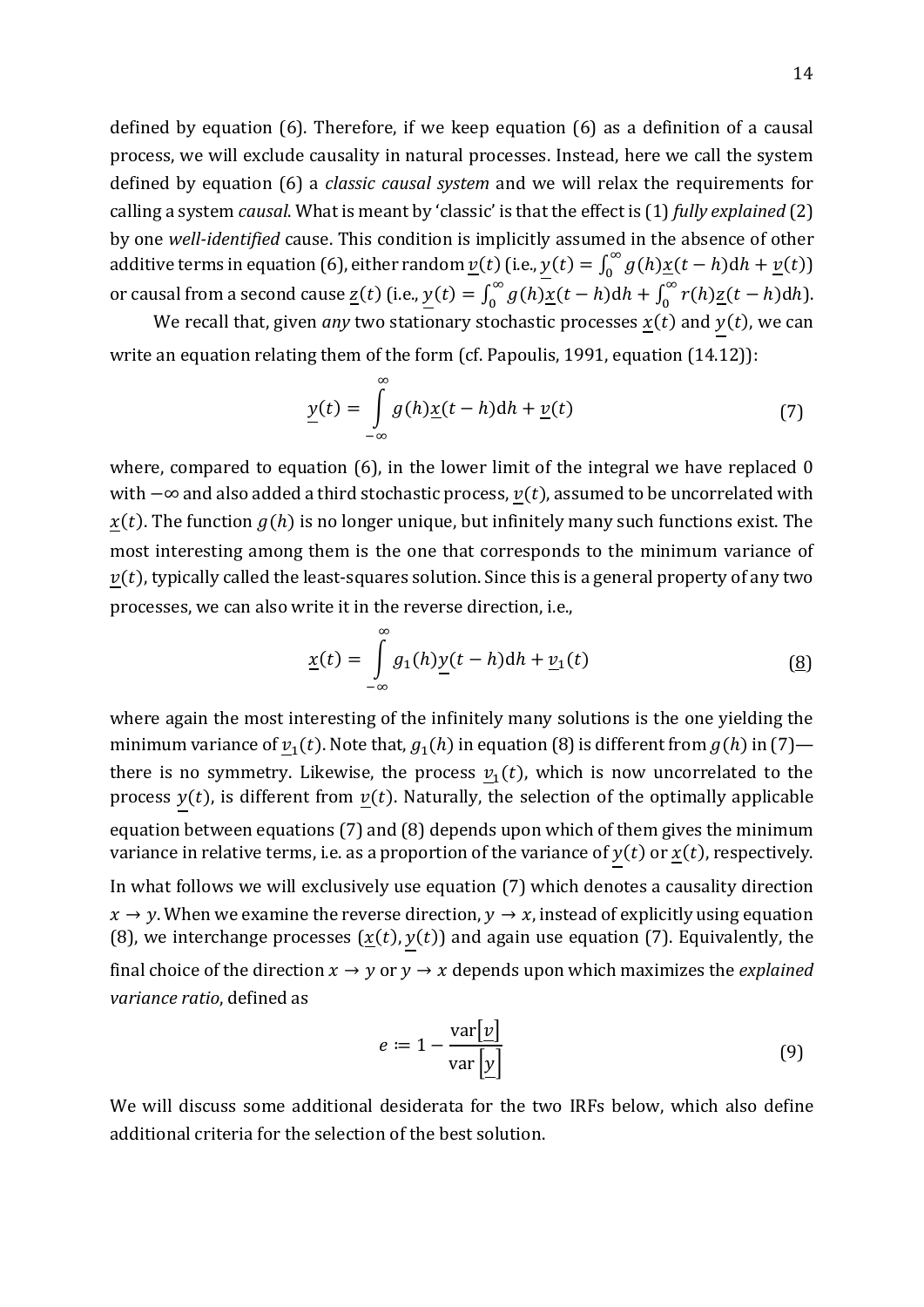defined by equation (6). Therefore, if we keep equation (6) as a definition of a causal process, we will exclude causality in natural processes. Instead, here we call the system defined by equation (6) a *classic causal system* and we will relax the requirements for calling a system *causal*. What is meant by 'classic' is that the effect is (1) *fully explained* (2) by one *well-identified* cause. This condition is implicitly assumed in the absence of other additive terms in equation (6), either random $\underline{v}(t)$ (i.e., $\underline{y}(t) = \int_0^\infty g(h)\underline{x}(t-h)\mathrm{d}h + \underline{v}(t)$) or causal from a second cause $\underline{z}(t)$ (i.e., $\underline{y}(t) = \int_0^\infty g(h)\underline{x}(t-h)\mathrm{d}h + \int_0^\infty r(h)\underline{z}(t-h)\mathrm{d}h$).

We recall that, given *any* two stationary stochastic processes $\underline{x}(t)$ and $\underline{y}(t)$, we can write an equation relating them of the form (cf. Papoulis, 1991, equation (14.12)):

$$\underline{y}(t) = \int_{-\infty}^{\infty} g(h)\underline{x}(t-h)\mathrm{d}h + \underline{v}(t) \tag{7}$$

where, compared to equation (6), in the lower limit of the integral we have replaced 0 with $-\infty$ and also added a third stochastic process, $\underline{v}(t)$, assumed to be uncorrelated with $\underline{x}(t)$. The function $g(h)$ is no longer unique, but infinitely many such functions exist. The most interesting among them is the one that corresponds to the minimum variance of $\underline{v}(t)$, typically called the least-squares solution. Since this is a general property of any two processes, we can also write it in the reverse direction, i.e.,

$$\underline{x}(t) = \int_{-\infty}^{\infty} g_1(h)\underline{y}(t-h)\mathrm{d}h + \underline{v}_1(t) \tag{8}$$

where again the most interesting of the infinitely many solutions is the one yielding the minimum variance of $\underline{v}_1(t)$. Note that, $g_1(h)$ in equation (8) is different from $g(h)$ in (7)—there is no symmetry. Likewise, the process $\underline{v}_1(t)$, which is now uncorrelated to the process $\underline{y}(t)$, is different from $\underline{v}(t)$. Naturally, the selection of the optimally applicable equation between equations (7) and (8) depends upon which of them gives the minimum variance in relative terms, i.e. as a proportion of the variance of $\underline{y}(t)$ or $\underline{x}(t)$, respectively. In what follows we will exclusively use equation (7) which denotes a causality direction $x \to y$. When we examine the reverse direction, $y \to x$, instead of explicitly using equation (8), we interchange processes $(\underline{x}(t), \underline{y}(t))$ and again use equation (7). Equivalently, the final choice of the direction $x \to y$ or $y \to x$ depends upon which maximizes the *explained variance ratio*, defined as

$$e := 1 - \frac{\mathrm{var}[\underline{v}]}{\mathrm{var}[\underline{y}]} \tag{9}$$

We will discuss some additional desiderata for the two IRFs below, which also define additional criteria for the selection of the best solution.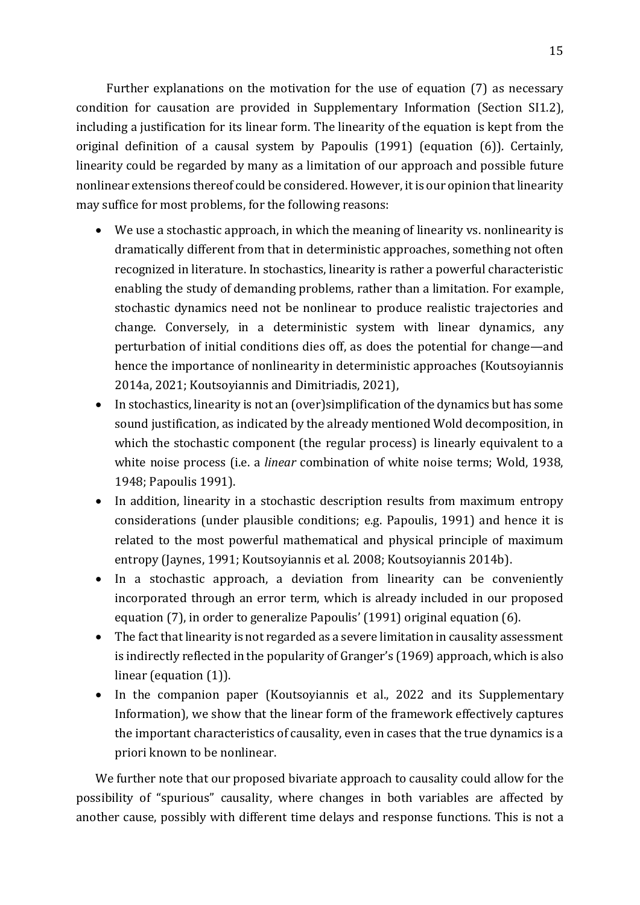Further explanations on the motivation for the use of equation (7) as necessary condition for causation are provided in Supplementary Information (Section SI1.2), including a justification for its linear form. The linearity of the equation is kept from the original definition of a causal system by Papoulis (1991) (equation (6)). Certainly, linearity could be regarded by many as a limitation of our approach and possible future nonlinear extensions thereof could be considered. However, it is our opinion that linearity may suffice for most problems, for the following reasons:

- We use a stochastic approach, in which the meaning of linearity vs. nonlinearity is dramatically different from that in deterministic approaches, something not often recognized in literature. In stochastics, linearity is rather a powerful characteristic enabling the study of demanding problems, rather than a limitation. For example, stochastic dynamics need not be nonlinear to produce realistic trajectories and change. Conversely, in a deterministic system with linear dynamics, any perturbation of initial conditions dies off, as does the potential for change—and hence the importance of nonlinearity in deterministic approaches (Koutsoyiannis 2014a, 2021; Koutsoyiannis and Dimitriadis, 2021),
- In stochastics, linearity is not an (over)simplification of the dynamics but has some sound justification, as indicated by the already mentioned Wold decomposition, in which the stochastic component (the regular process) is linearly equivalent to a white noise process (i.e. a *linear* combination of white noise terms; Wold, 1938, 1948; Papoulis 1991).
- In addition, linearity in a stochastic description results from maximum entropy considerations (under plausible conditions; e.g. Papoulis, 1991) and hence it is related to the most powerful mathematical and physical principle of maximum entropy (Jaynes, 1991; Koutsoyiannis et al. 2008; Koutsoyiannis 2014b).
- In a stochastic approach, a deviation from linearity can be conveniently incorporated through an error term, which is already included in our proposed equation (7), in order to generalize Papoulis' (1991) original equation (6).
- The fact that linearity is not regarded as a severe limitation in causality assessment is indirectly reflected in the popularity of Granger's (1969) approach, which is also linear (equation (1)).
- In the companion paper (Koutsoyiannis et al., 2022 and its Supplementary Information), we show that the linear form of the framework effectively captures the important characteristics of causality, even in cases that the true dynamics is a priori known to be nonlinear.

We further note that our proposed bivariate approach to causality could allow for the possibility of "spurious" causality, where changes in both variables are affected by another cause, possibly with different time delays and response functions. This is not a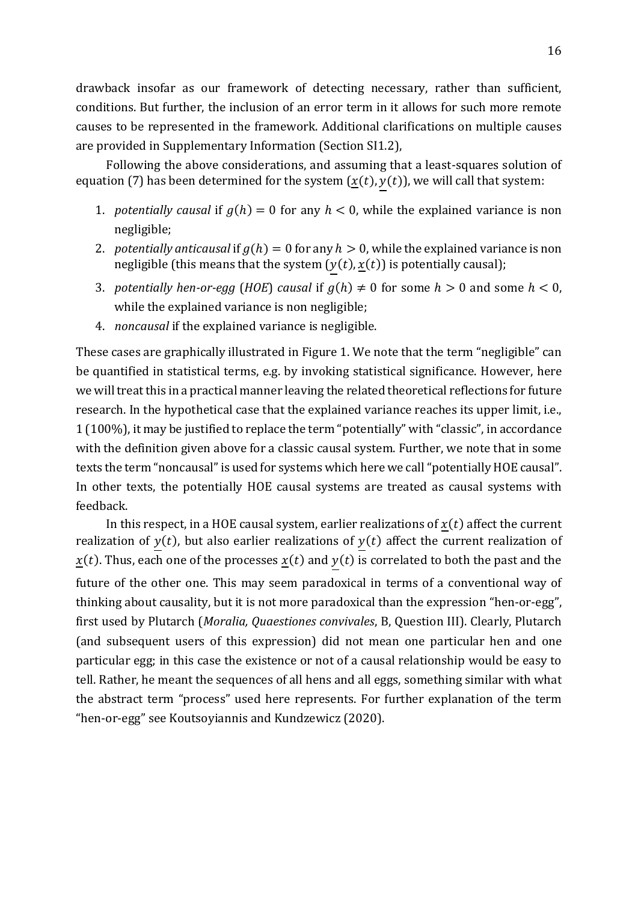drawback insofar as our framework of detecting necessary, rather than sufficient, conditions. But further, the inclusion of an error term in it allows for such more remote causes to be represented in the framework. Additional clarifications on multiple causes are provided in Supplementary Information (Section SI1.2),

Following the above considerations, and assuming that a least-squares solution of equation (7) has been determined for the system $(\underline{x}(t), \underline{y}(t))$, we will call that system:

1. *potentially causal* if $g(h) = 0$ for any $h < 0$, while the explained variance is non negligible;
2. *potentially anticausal* if $g(h) = 0$ for any $h > 0$, while the explained variance is non negligible (this means that the system $(\underline{y}(t), \underline{x}(t))$ is potentially causal);
3. *potentially hen-or-egg* (*HOE*) *causal* if $g(h) \neq 0$ for some $h > 0$ and some $h < 0$, while the explained variance is non negligible;
4. *noncausal* if the explained variance is negligible.

These cases are graphically illustrated in Figure 1. We note that the term "negligible" can be quantified in statistical terms, e.g. by invoking statistical significance. However, here we will treat this in a practical manner leaving the related theoretical reflections for future research. In the hypothetical case that the explained variance reaches its upper limit, i.e., 1 (100%), it may be justified to replace the term "potentially" with "classic", in accordance with the definition given above for a classic causal system. Further, we note that in some texts the term "noncausal" is used for systems which here we call "potentially HOE causal". In other texts, the potentially HOE causal systems are treated as causal systems with feedback.

In this respect, in a HOE causal system, earlier realizations of $\underline{x}(t)$ affect the current realization of $\underline{y}(t)$, but also earlier realizations of $\underline{y}(t)$ affect the current realization of $\underline{x}(t)$. Thus, each one of the processes $\underline{x}(t)$ and $\underline{y}(t)$ is correlated to both the past and the future of the other one. This may seem paradoxical in terms of a conventional way of thinking about causality, but it is not more paradoxical than the expression "hen-or-egg", first used by Plutarch (*Moralia, Quaestiones convivales*, B, Question III). Clearly, Plutarch (and subsequent users of this expression) did not mean one particular hen and one particular egg; in this case the existence or not of a causal relationship would be easy to tell. Rather, he meant the sequences of all hens and all eggs, something similar with what the abstract term "process" used here represents. For further explanation of the term "hen-or-egg" see Koutsoyiannis and Kundzewicz (2020).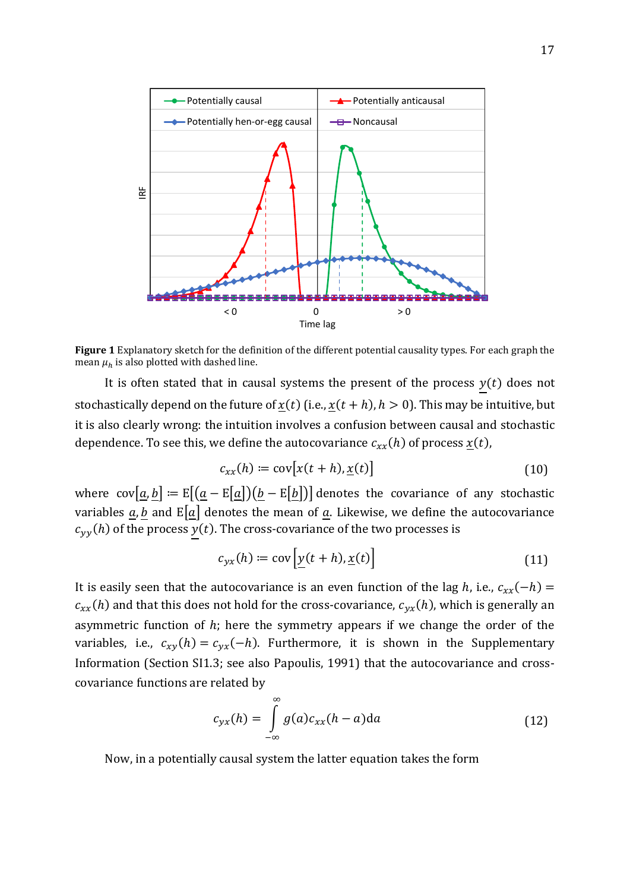**Figure 1** Explanatory sketch for the definition of the different potential causality types. For each graph the mean $\mu_h$ is also plotted with dashed line.

It is often stated that in causal systems the present of the process $\underline{y}(t)$ does not stochastically depend on the future of $\underline{x}(t)$ (i.e., $\underline{x}(t+h), h > 0$). This may be intuitive, but it is also clearly wrong: the intuition involves a confusion between causal and stochastic dependence. To see this, we define the autocovariance $c_{xx}(h)$ of process $\underline{x}(t)$,

$$c_{xx}(h) \coloneqq \mathrm{cov}[x(t+h), \underline{x}(t)] \tag{10}$$

where $\mathrm{cov}[\underline{a}, \underline{b}] \coloneqq \mathrm{E}[(\underline{a} - \mathrm{E}[\underline{a}])(\underline{b} - \mathrm{E}[\underline{b}])]$ denotes the covariance of any stochastic variables $\underline{a}, \underline{b}$ and $\mathrm{E}[\underline{a}]$ denotes the mean of $\underline{a}$. Likewise, we define the autocovariance $c_{yy}(h)$ of the process $\underline{y}(t)$. The cross-covariance of the two processes is

$$c_{yx}(h) \coloneqq \mathrm{cov}\left[\underline{y}(t+h), \underline{x}(t)\right] \tag{11}$$

It is easily seen that the autocovariance is an even function of the lag $h$, i.e., $c_{xx}(-h) = c_{xx}(h)$ and that this does not hold for the cross-covariance, $c_{yx}(h)$, which is generally an asymmetric function of $h$; here the symmetry appears if we change the order of the variables, i.e., $c_{xy}(h) = c_{yx}(-h)$. Furthermore, it is shown in the Supplementary Information (Section SI1.3; see also Papoulis, 1991) that the autocovariance and cross-covariance functions are related by

$$c_{yx}(h) = \int_{-\infty}^{\infty} g(a) c_{xx}(h-a) \mathrm{d}a \tag{12}$$

Now, in a potentially causal system the latter equation takes the form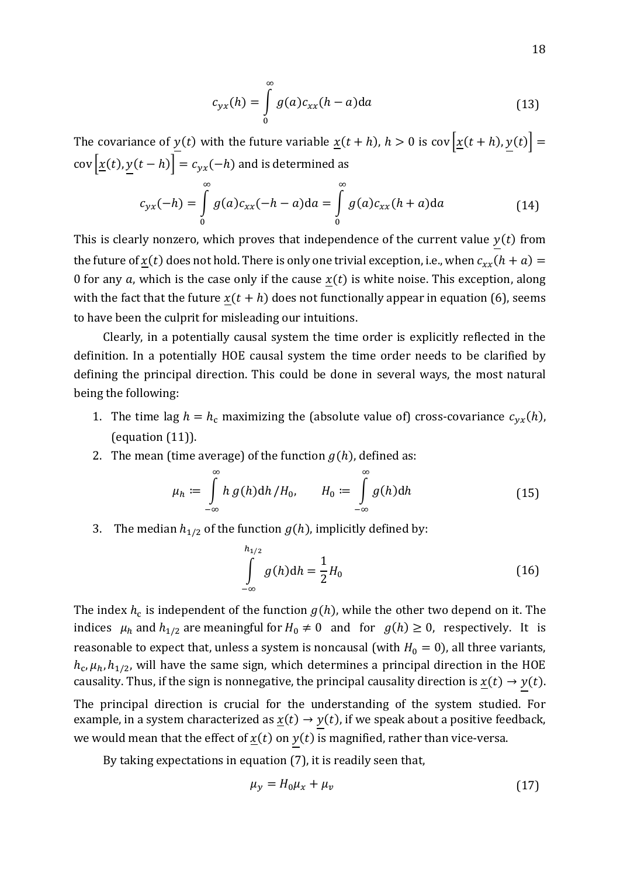$$c_{yx}(h) = \int_0^\infty g(a) c_{xx}(h - a) \mathrm{d}a \tag{13}$$

The covariance of $\underline{y}(t)$ with the future variable $\underline{x}(t+h)$, $h > 0$ is $\operatorname{cov}\left[\underline{x}(t+h), \underline{y}(t)\right] = \operatorname{cov}\left[\underline{x}(t), \underline{y}(t-h)\right] = c_{yx}(-h)$ and is determined as

$$c_{yx}(-h) = \int_0^\infty g(a) c_{xx}(-h - a) \mathrm{d}a = \int_0^\infty g(a) c_{xx}(h + a) \mathrm{d}a \tag{14}$$

This is clearly nonzero, which proves that independence of the current value $\underline{y}(t)$ from the future of $\underline{x}(t)$ does not hold. There is only one trivial exception, i.e., when $c_{xx}(h + a) = 0$ for any $a$, which is the case only if the cause $\underline{x}(t)$ is white noise. This exception, along with the fact that the future $\underline{x}(t+h)$ does not functionally appear in equation (6), seems to have been the culprit for misleading our intuitions.

Clearly, in a potentially causal system the time order is explicitly reflected in the definition. In a potentially HOE causal system the time order needs to be clarified by defining the principal direction. This could be done in several ways, the most natural being the following:

1. The time lag $h = h_\mathrm{c}$ maximizing the (absolute value of) cross-covariance $c_{yx}(h)$, (equation (11)).
2. The mean (time average) of the function $g(h)$, defined as:

$$\mu_h \coloneqq \int_{-\infty}^{\infty} h\, g(h) \mathrm{d}h / H_0, \qquad H_0 \coloneqq \int_{-\infty}^{\infty} g(h) \mathrm{d}h \tag{15}$$

3. The median $h_{1/2}$ of the function $g(h)$, implicitly defined by:

$$\int_{-\infty}^{h_{1/2}} g(h) \mathrm{d}h = \frac{1}{2} H_0 \tag{16}$$

The index $h_\mathrm{c}$ is independent of the function $g(h)$, while the other two depend on it. The indices $\mu_h$ and $h_{1/2}$ are meaningful for $H_0 \neq 0$ and for $g(h) \geq 0$, respectively. It is reasonable to expect that, unless a system is noncausal (with $H_0 = 0$), all three variants, $h_\mathrm{c}, \mu_h, h_{1/2}$, will have the same sign, which determines a principal direction in the HOE causality. Thus, if the sign is nonnegative, the principal causality direction is $\underline{x}(t) \to \underline{y}(t)$.

The principal direction is crucial for the understanding of the system studied. For example, in a system characterized as $\underline{x}(t) \to \underline{y}(t)$, if we speak about a positive feedback, we would mean that the effect of $\underline{x}(t)$ on $\underline{y}(t)$ is magnified, rather than vice-versa.

By taking expectations in equation (7), it is readily seen that,

$$\mu_y = H_0 \mu_x + \mu_v \tag{17}$$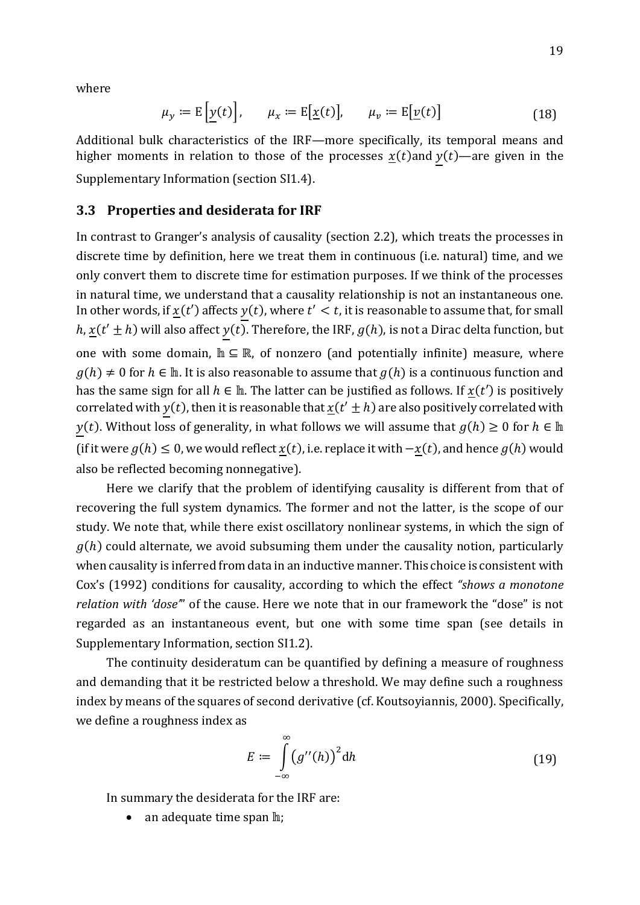where

$$\mu_y := \mathrm{E}\left[\underline{y}(t)\right], \qquad \mu_x := \mathrm{E}\left[\underline{x}(t)\right], \qquad \mu_v := \mathrm{E}\left[\underline{v}(t)\right] \tag{18}$$

Additional bulk characteristics of the IRF—more specifically, its temporal means and higher moments in relation to those of the processes $\underline{x}(t)$ and $\underline{y}(t)$—are given in the Supplementary Information (section SI1.4).

### 3.3 Properties and desiderata for IRF

In contrast to Granger's analysis of causality (section 2.2), which treats the processes in discrete time by definition, here we treat them in continuous (i.e. natural) time, and we only convert them to discrete time for estimation purposes. If we think of the processes in natural time, we understand that a causality relationship is not an instantaneous one. In other words, if $\underline{x}(t')$ affects $\underline{y}(t)$, where $t' < t$, it is reasonable to assume that, for small $h$, $\underline{x}(t' \pm h)$ will also affect $\underline{y}(t)$. Therefore, the IRF, $g(h)$, is not a Dirac delta function, but one with some domain, $\mathbb{h} \subseteq \mathbb{R}$, of nonzero (and potentially infinite) measure, where $g(h) \neq 0$ for $h \in \mathbb{h}$. It is also reasonable to assume that $g(h)$ is a continuous function and has the same sign for all $h \in \mathbb{h}$. The latter can be justified as follows. If $\underline{x}(t')$ is positively correlated with $\underline{y}(t)$, then it is reasonable that $\underline{x}(t' \pm h)$ are also positively correlated with $\underline{y}(t)$. Without loss of generality, in what follows we will assume that $g(h) \geq 0$ for $h \in \mathbb{h}$ (if it were $g(h) \leq 0$, we would reflect $\underline{x}(t)$, i.e. replace it with $-\underline{x}(t)$, and hence $g(h)$ would also be reflected becoming nonnegative).

Here we clarify that the problem of identifying causality is different from that of recovering the full system dynamics. The former and not the latter, is the scope of our study. We note that, while there exist oscillatory nonlinear systems, in which the sign of $g(h)$ could alternate, we avoid subsuming them under the causality notion, particularly when causality is inferred from data in an inductive manner. This choice is consistent with Cox's (1992) conditions for causality, according to which the effect *"shows a monotone relation with 'dose'"* of the cause. Here we note that in our framework the "dose" is not regarded as an instantaneous event, but one with some time span (see details in Supplementary Information, section SI1.2).

The continuity desideratum can be quantified by defining a measure of roughness and demanding that it be restricted below a threshold. We may define such a roughness index by means of the squares of second derivative (cf. Koutsoyiannis, 2000). Specifically, we define a roughness index as

$$E := \int_{-\infty}^{\infty} \left(g''(h)\right)^2 \mathrm{d}h \tag{19}$$

In summary the desiderata for the IRF are:

- an adequate time span $\mathbb{h}$;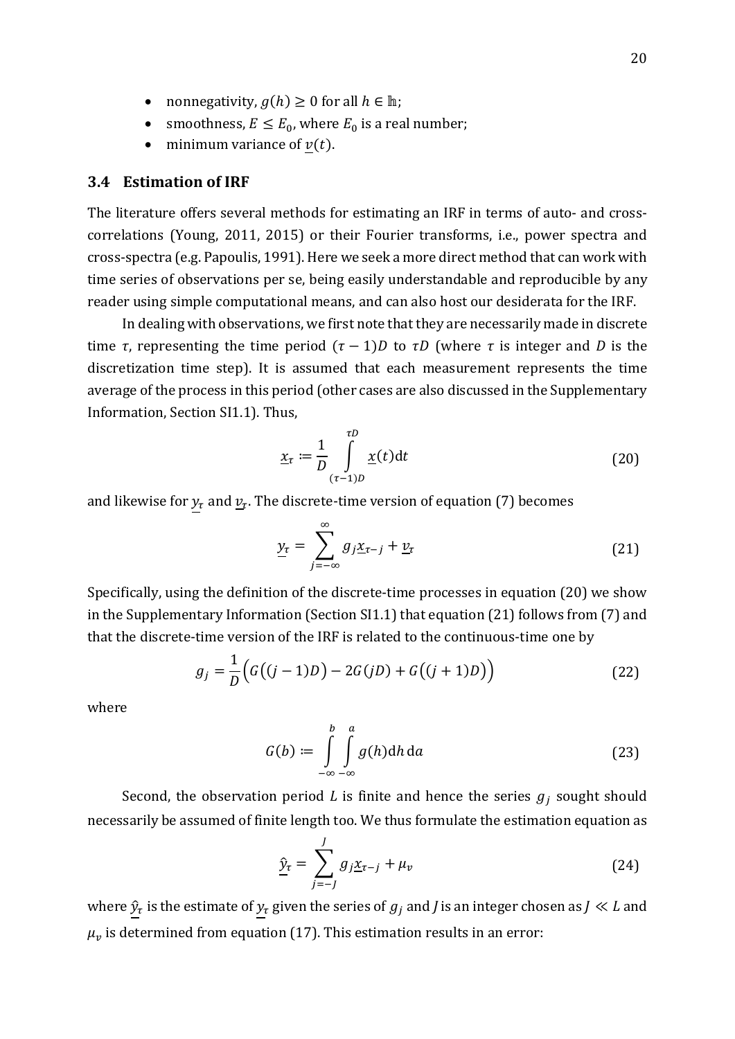- nonnegativity, $g(h) \geq 0$ for all $h \in \mathbb{h}$;
- smoothness, $E \leq E_0$, where $E_0$ is a real number;
- minimum variance of $\underline{v}(t)$.

## 3.4 Estimation of IRF

The literature offers several methods for estimating an IRF in terms of auto- and cross-correlations (Young, 2011, 2015) or their Fourier transforms, i.e., power spectra and cross-spectra (e.g. Papoulis, 1991). Here we seek a more direct method that can work with time series of observations per se, being easily understandable and reproducible by any reader using simple computational means, and can also host our desiderata for the IRF.

In dealing with observations, we first note that they are necessarily made in discrete time $\tau$, representing the time period $(\tau - 1)D$ to $\tau D$ (where $\tau$ is integer and $D$ is the discretization time step). It is assumed that each measurement represents the time average of the process in this period (other cases are also discussed in the Supplementary Information, Section SI1.1). Thus,

$$\underline{x}_\tau := \frac{1}{D} \int_{(\tau-1)D}^{\tau D} \underline{x}(t) \mathrm{d}t \tag{20}$$

and likewise for $\underline{y}_\tau$ and $\underline{v}_\tau$. The discrete-time version of equation (7) becomes

$$\underline{y}_\tau = \sum_{j=-\infty}^{\infty} g_j \underline{x}_{\tau-j} + \underline{v}_\tau \tag{21}$$

Specifically, using the definition of the discrete-time processes in equation (20) we show in the Supplementary Information (Section SI1.1) that equation (21) follows from (7) and that the discrete-time version of the IRF is related to the continuous-time one by

$$g_j = \frac{1}{D}\Big(G\big((j-1)D\big) - 2G(jD) + G\big((j+1)D\big)\Big) \tag{22}$$

where

$$G(b) := \int_{-\infty}^{b} \int_{-\infty}^{a} g(h) \mathrm{d}h \, \mathrm{d}a \tag{23}$$

Second, the observation period $L$ is finite and hence the series $g_j$ sought should necessarily be assumed of finite length too. We thus formulate the estimation equation as

$$\underline{\hat{y}}_\tau = \sum_{j=-J}^{J} g_j \underline{x}_{\tau-j} + \mu_v \tag{24}$$

where $\underline{\hat{y}}_\tau$ is the estimate of $\underline{y}_\tau$ given the series of $g_j$ and $J$ is an integer chosen as $J \ll L$ and $\mu_v$ is determined from equation (17). This estimation results in an error: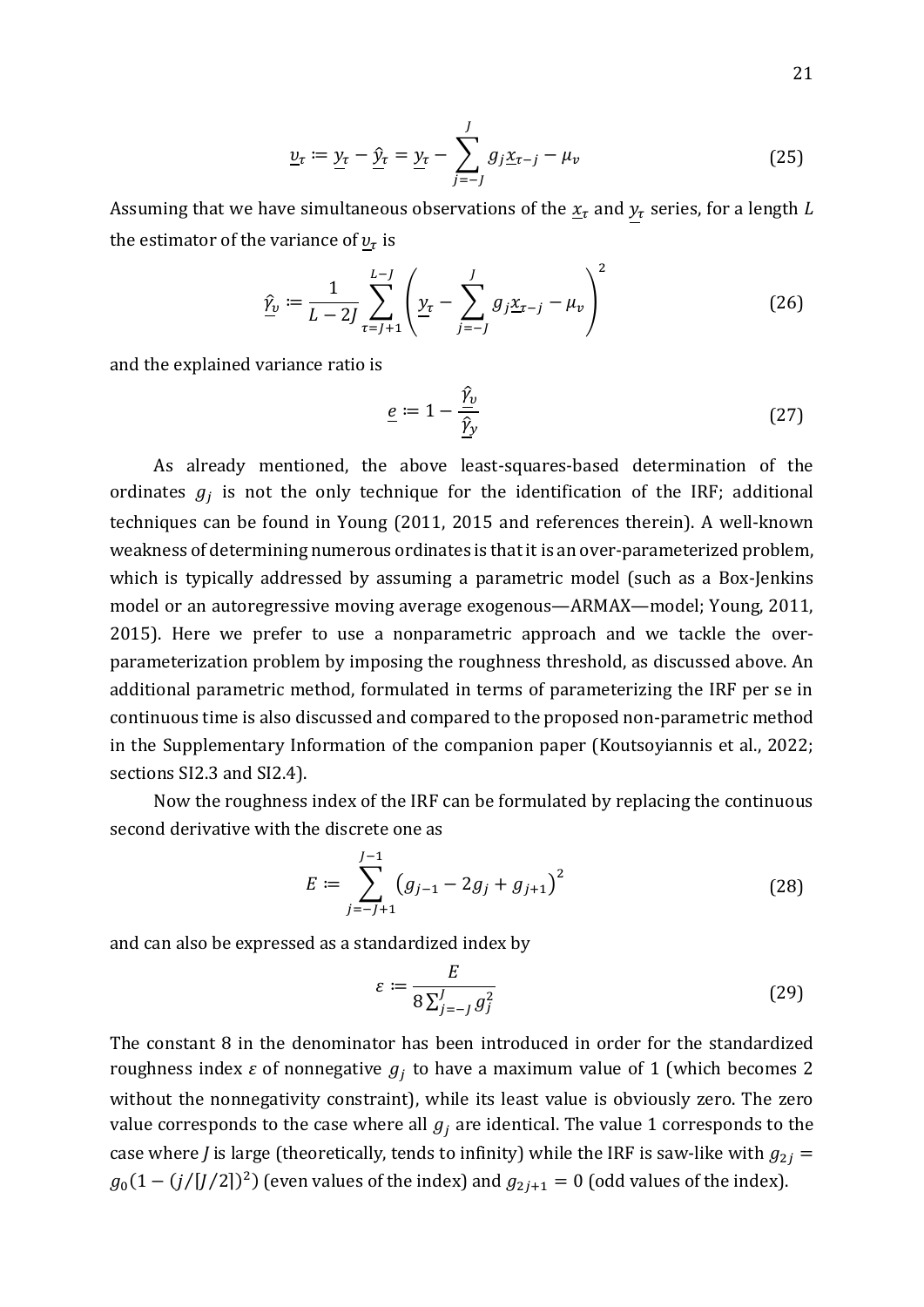$$\underline{v}_\tau := \underline{y}_\tau - \underline{\hat{y}}_\tau = \underline{y}_\tau - \sum_{j=-J}^{J} g_j \underline{x}_{\tau-j} - \mu_v \tag{25}$$

Assuming that we have simultaneous observations of the $\underline{x}_\tau$ and $\underline{y}_\tau$ series, for a length $L$ the estimator of the variance of $\underline{v}_\tau$ is

$$\underline{\hat{\gamma}}_v := \frac{1}{L - 2J} \sum_{\tau=J+1}^{L-J} \left( \underline{y}_\tau - \sum_{j=-J}^{J} g_j \underline{x}_{\tau-j} - \mu_v \right)^2 \tag{26}$$

and the explained variance ratio is

$$\underline{e} := 1 - \frac{\underline{\hat{\gamma}}_v}{\underline{\hat{\gamma}}_y} \tag{27}$$

As already mentioned, the above least-squares-based determination of the ordinates $g_j$ is not the only technique for the identification of the IRF; additional techniques can be found in Young (2011, 2015 and references therein). A well-known weakness of determining numerous ordinates is that it is an over-parameterized problem, which is typically addressed by assuming a parametric model (such as a Box-Jenkins model or an autoregressive moving average exogenous—ARMAX—model; Young, 2011, 2015). Here we prefer to use a nonparametric approach and we tackle the over-parameterization problem by imposing the roughness threshold, as discussed above. An additional parametric method, formulated in terms of parameterizing the IRF per se in continuous time is also discussed and compared to the proposed non-parametric method in the Supplementary Information of the companion paper (Koutsoyiannis et al., 2022; sections SI2.3 and SI2.4).

Now the roughness index of the IRF can be formulated by replacing the continuous second derivative with the discrete one as

$$E := \sum_{j=-J+1}^{J-1} \left( g_{j-1} - 2g_j + g_{j+1} \right)^2 \tag{28}$$

and can also be expressed as a standardized index by

$$\varepsilon := \frac{E}{8 \sum_{j=-J}^{J} g_j^2} \tag{29}$$

The constant 8 in the denominator has been introduced in order for the standardized roughness index $\varepsilon$ of nonnegative $g_j$ to have a maximum value of 1 (which becomes 2 without the nonnegativity constraint), while its least value is obviously zero. The zero value corresponds to the case where all $g_j$ are identical. The value 1 corresponds to the case where $J$ is large (theoretically, tends to infinity) while the IRF is saw-like with $g_{2j} = g_0(1 - (j/[J/2])^2)$ (even values of the index) and $g_{2j+1} = 0$ (odd values of the index).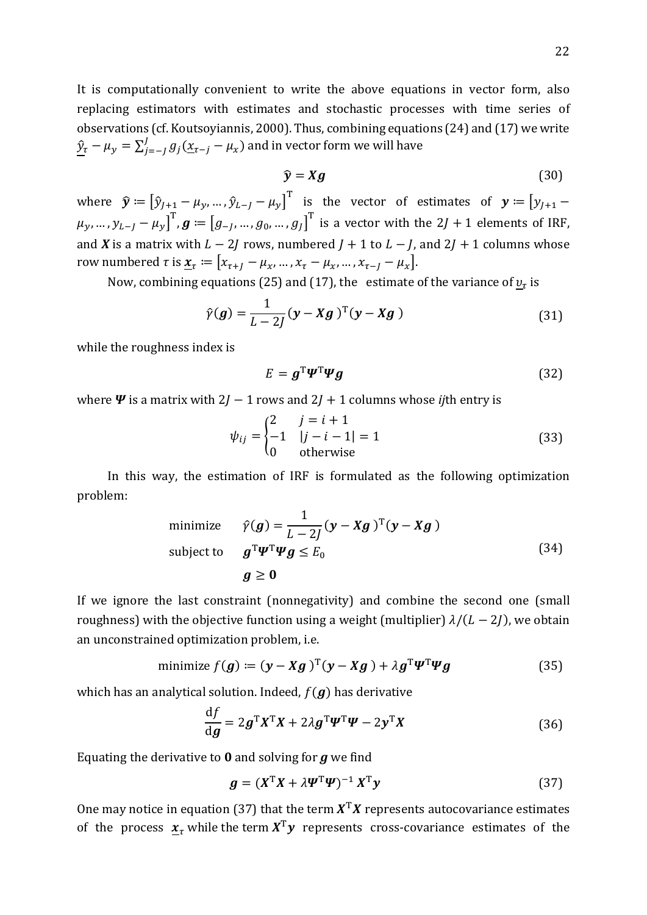It is computationally convenient to write the above equations in vector form, also replacing estimators with estimates and stochastic processes with time series of observations (cf. Koutsoyiannis, 2000). Thus, combining equations (24) and (17) we write $\underline{\hat{y}}_\tau - \mu_y = \sum_{j=-J}^{J} g_j (\underline{x}_{\tau-j} - \mu_x)$ and in vector form we will have

$$\hat{\boldsymbol{y}} = \boldsymbol{X}\boldsymbol{g} \tag{30}$$

where $\hat{\boldsymbol{y}} := [\hat{y}_{J+1} - \mu_y, \ldots, \hat{y}_{L-J} - \mu_y]^{\mathrm{T}}$ is the vector of estimates of $\boldsymbol{y} := [y_{J+1} - \mu_y, \ldots, y_{L-J} - \mu_y]^{\mathrm{T}}$, $\boldsymbol{g} := [g_{-J}, \ldots, g_0, \ldots, g_J]^{\mathrm{T}}$ is a vector with the $2J + 1$ elements of IRF, and $\boldsymbol{X}$ is a matrix with $L - 2J$ rows, numbered $J + 1$ to $L - J$, and $2J + 1$ columns whose row numbered $\tau$ is $\underline{\boldsymbol{x}}_\tau := [x_{\tau+J} - \mu_x, \ldots, x_\tau - \mu_x, \ldots, x_{\tau-J} - \mu_x]$.

Now, combining equations (25) and (17), the estimate of the variance of $\underline{v}_\tau$ is

$$\hat{\gamma}(\boldsymbol{g}) = \frac{1}{L - 2J} (\boldsymbol{y} - \boldsymbol{X}\boldsymbol{g})^{\mathrm{T}} (\boldsymbol{y} - \boldsymbol{X}\boldsymbol{g}) \tag{31}$$

while the roughness index is

$$E = \boldsymbol{g}^{\mathrm{T}} \boldsymbol{\Psi}^{\mathrm{T}} \boldsymbol{\Psi} \boldsymbol{g} \tag{32}$$

where $\boldsymbol{\Psi}$ is a matrix with $2J - 1$ rows and $2J + 1$ columns whose *ij*th entry is

$$\psi_{ij} = \begin{cases} 2 & j = i + 1 \\ -1 & |j - i - 1| = 1 \\ 0 & \text{otherwise} \end{cases} \tag{33}$$

In this way, the estimation of IRF is formulated as the following optimization problem:

$$\begin{aligned} &\text{minimize} \quad && \hat{\gamma}(\boldsymbol{g}) = \frac{1}{L - 2J} (\boldsymbol{y} - \boldsymbol{X}\boldsymbol{g})^{\mathrm{T}} (\boldsymbol{y} - \boldsymbol{X}\boldsymbol{g}) \\ &\text{subject to} \quad && \boldsymbol{g}^{\mathrm{T}} \boldsymbol{\Psi}^{\mathrm{T}} \boldsymbol{\Psi} \boldsymbol{g} \le E_0 \\ & && \boldsymbol{g} \ge \boldsymbol{0} \end{aligned} \tag{34}$$

If we ignore the last constraint (nonnegativity) and combine the second one (small roughness) with the objective function using a weight (multiplier) $\lambda/(L - 2J)$, we obtain an unconstrained optimization problem, i.e.

$$\text{minimize } f(\boldsymbol{g}) := (\boldsymbol{y} - \boldsymbol{X}\boldsymbol{g})^{\mathrm{T}} (\boldsymbol{y} - \boldsymbol{X}\boldsymbol{g}) + \lambda \boldsymbol{g}^{\mathrm{T}} \boldsymbol{\Psi}^{\mathrm{T}} \boldsymbol{\Psi} \boldsymbol{g} \tag{35}$$

which has an analytical solution. Indeed, $f(\boldsymbol{g})$ has derivative

$$\frac{\mathrm{d}f}{\mathrm{d}\boldsymbol{g}} = 2\boldsymbol{g}^{\mathrm{T}} \boldsymbol{X}^{\mathrm{T}} \boldsymbol{X} + 2\lambda \boldsymbol{g}^{\mathrm{T}} \boldsymbol{\Psi}^{\mathrm{T}} \boldsymbol{\Psi} - 2\boldsymbol{y}^{\mathrm{T}} \boldsymbol{X} \tag{36}$$

Equating the derivative to $\boldsymbol{0}$ and solving for $\boldsymbol{g}$ we find

$$\boldsymbol{g} = (\boldsymbol{X}^{\mathrm{T}} \boldsymbol{X} + \lambda \boldsymbol{\Psi}^{\mathrm{T}} \boldsymbol{\Psi})^{-1} \boldsymbol{X}^{\mathrm{T}} \boldsymbol{y} \tag{37}$$

One may notice in equation (37) that the term $\boldsymbol{X}^{\mathrm{T}} \boldsymbol{X}$ represents autocovariance estimates of the process $\underline{\boldsymbol{x}}_\tau$ while the term $\boldsymbol{X}^{\mathrm{T}} \boldsymbol{y}$ represents cross-covariance estimates of the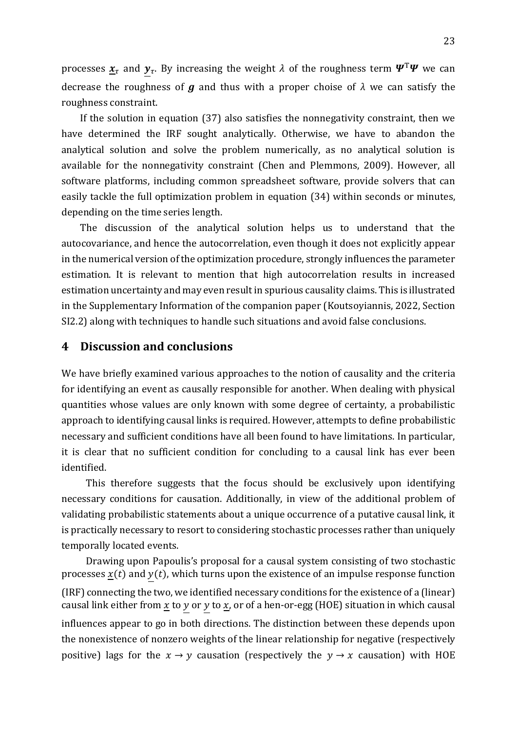processes $\underline{\boldsymbol{x}}_\tau$ and $\underline{\boldsymbol{y}}_\tau$. By increasing the weight $\lambda$ of the roughness term $\boldsymbol{\Psi}^\mathrm{T}\boldsymbol{\Psi}$ we can decrease the roughness of $\boldsymbol{g}$ and thus with a proper choise of $\lambda$ we can satisfy the roughness constraint.

If the solution in equation (37) also satisfies the nonnegativity constraint, then we have determined the IRF sought analytically. Otherwise, we have to abandon the analytical solution and solve the problem numerically, as no analytical solution is available for the nonnegativity constraint (Chen and Plemmons, 2009). However, all software platforms, including common spreadsheet software, provide solvers that can easily tackle the full optimization problem in equation (34) within seconds or minutes, depending on the time series length.

The discussion of the analytical solution helps us to understand that the autocovariance, and hence the autocorrelation, even though it does not explicitly appear in the numerical version of the optimization procedure, strongly influences the parameter estimation. It is relevant to mention that high autocorrelation results in increased estimation uncertainty and may even result in spurious causality claims. This is illustrated in the Supplementary Information of the companion paper (Koutsoyiannis, 2022, Section SI2.2) along with techniques to handle such situations and avoid false conclusions.

# 4 Discussion and conclusions

We have briefly examined various approaches to the notion of causality and the criteria for identifying an event as causally responsible for another. When dealing with physical quantities whose values are only known with some degree of certainty, a probabilistic approach to identifying causal links is required. However, attempts to define probabilistic necessary and sufficient conditions have all been found to have limitations. In particular, it is clear that no sufficient condition for concluding to a causal link has ever been identified.

This therefore suggests that the focus should be exclusively upon identifying necessary conditions for causation. Additionally, in view of the additional problem of validating probabilistic statements about a unique occurrence of a putative causal link, it is practically necessary to resort to considering stochastic processes rather than uniquely temporally located events.

Drawing upon Papoulis's proposal for a causal system consisting of two stochastic processes $\underline{x}(t)$ and $\underline{y}(t)$, which turns upon the existence of an impulse response function (IRF) connecting the two, we identified necessary conditions for the existence of a (linear) causal link either from $\underline{x}$ to $\underline{y}$ or $\underline{y}$ to $\underline{x}$, or of a hen-or-egg (HOE) situation in which causal influences appear to go in both directions. The distinction between these depends upon the nonexistence of nonzero weights of the linear relationship for negative (respectively positive) lags for the $x \rightarrow y$ causation (respectively the $y \rightarrow x$ causation) with HOE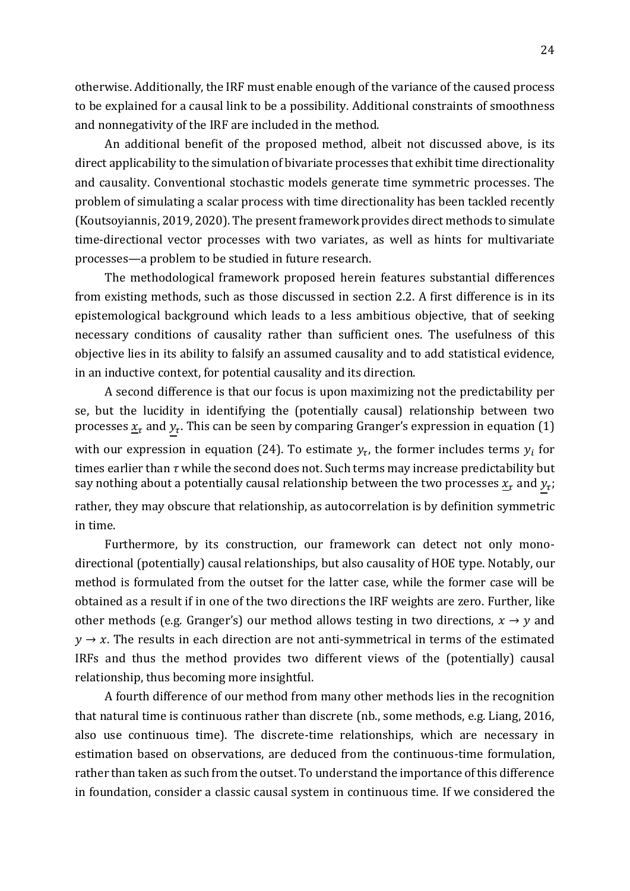otherwise. Additionally, the IRF must enable enough of the variance of the caused process to be explained for a causal link to be a possibility. Additional constraints of smoothness and nonnegativity of the IRF are included in the method.

An additional benefit of the proposed method, albeit not discussed above, is its direct applicability to the simulation of bivariate processes that exhibit time directionality and causality. Conventional stochastic models generate time symmetric processes. The problem of simulating a scalar process with time directionality has been tackled recently (Koutsoyiannis, 2019, 2020). The present framework provides direct methods to simulate time-directional vector processes with two variates, as well as hints for multivariate processes—a problem to be studied in future research.

The methodological framework proposed herein features substantial differences from existing methods, such as those discussed in section 2.2. A first difference is in its epistemological background which leads to a less ambitious objective, that of seeking necessary conditions of causality rather than sufficient ones. The usefulness of this objective lies in its ability to falsify an assumed causality and to add statistical evidence, in an inductive context, for potential causality and its direction.

A second difference is that our focus is upon maximizing not the predictability per se, but the lucidity in identifying the (potentially causal) relationship between two processes $\underline{x}_\tau$ and $\underline{y}_\tau$. This can be seen by comparing Granger's expression in equation (1) with our expression in equation (24). To estimate $y_\tau$, the former includes terms $y_i$ for times earlier than $\tau$ while the second does not. Such terms may increase predictability but say nothing about a potentially causal relationship between the two processes $\underline{x}_\tau$ and $\underline{y}_\tau$; rather, they may obscure that relationship, as autocorrelation is by definition symmetric in time.

Furthermore, by its construction, our framework can detect not only mono-directional (potentially) causal relationships, but also causality of HOE type. Notably, our method is formulated from the outset for the latter case, while the former case will be obtained as a result if in one of the two directions the IRF weights are zero. Further, like other methods (e.g. Granger's) our method allows testing in two directions, $x \to y$ and $y \to x$. The results in each direction are not anti-symmetrical in terms of the estimated IRFs and thus the method provides two different views of the (potentially) causal relationship, thus becoming more insightful.

A fourth difference of our method from many other methods lies in the recognition that natural time is continuous rather than discrete (nb., some methods, e.g. Liang, 2016, also use continuous time). The discrete-time relationships, which are necessary in estimation based on observations, are deduced from the continuous-time formulation, rather than taken as such from the outset. To understand the importance of this difference in foundation, consider a classic causal system in continuous time. If we considered the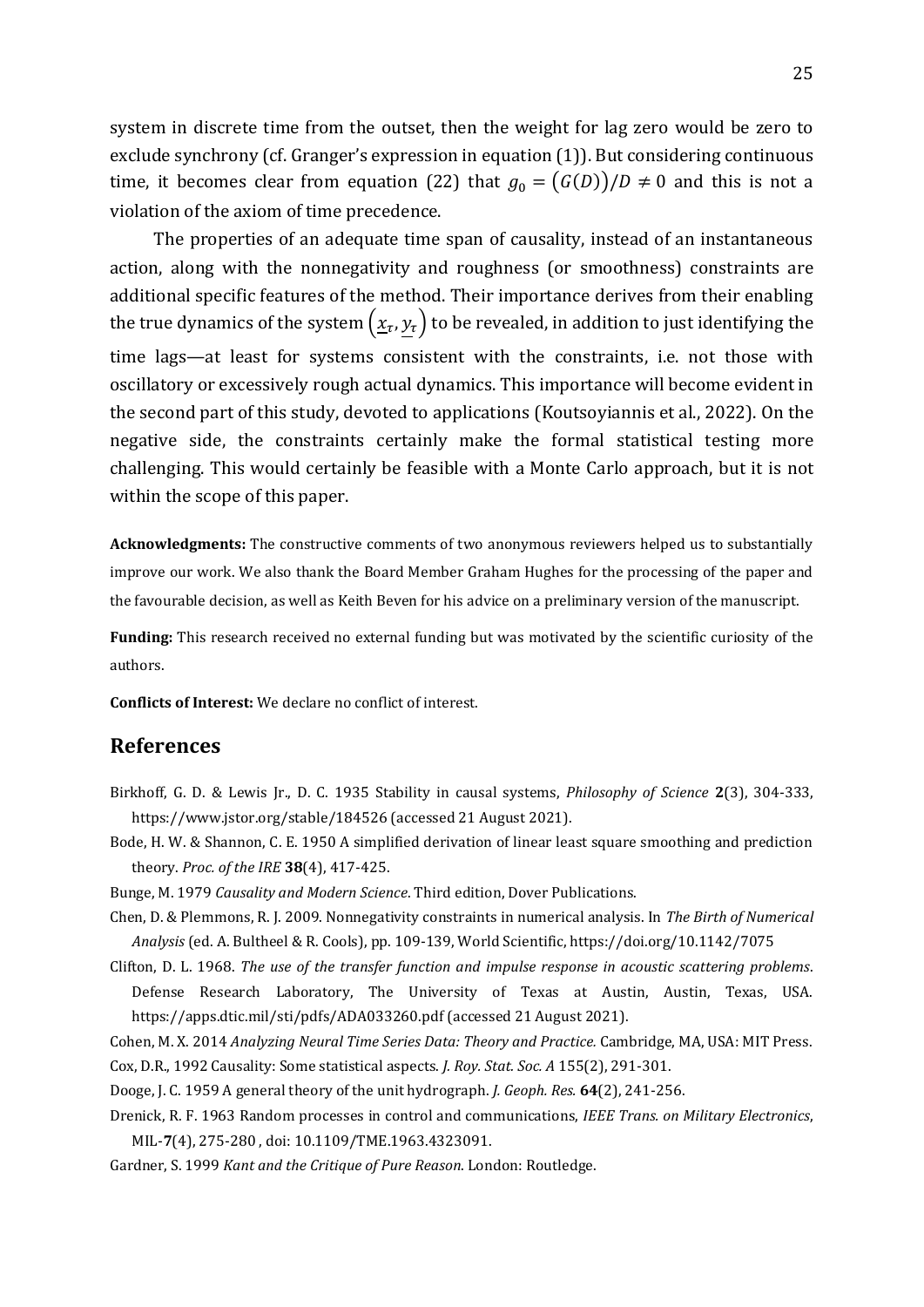system in discrete time from the outset, then the weight for lag zero would be zero to exclude synchrony (cf. Granger's expression in equation (1)). But considering continuous time, it becomes clear from equation (22) that $g_0 = \big(G(D)\big)/D \neq 0$ and this is not a violation of the axiom of time precedence.

The properties of an adequate time span of causality, instead of an instantaneous action, along with the nonnegativity and roughness (or smoothness) constraints are additional specific features of the method. Their importance derives from their enabling the true dynamics of the system $\left(\underline{x}_\tau, \underline{y}_\tau\right)$ to be revealed, in addition to just identifying the time lags—at least for systems consistent with the constraints, i.e. not those with oscillatory or excessively rough actual dynamics. This importance will become evident in the second part of this study, devoted to applications (Koutsoyiannis et al., 2022). On the negative side, the constraints certainly make the formal statistical testing more challenging. This would certainly be feasible with a Monte Carlo approach, but it is not within the scope of this paper.

**Acknowledgments:** The constructive comments of two anonymous reviewers helped us to substantially improve our work. We also thank the Board Member Graham Hughes for the processing of the paper and the favourable decision, as well as Keith Beven for his advice on a preliminary version of the manuscript.

**Funding:** This research received no external funding but was motivated by the scientific curiosity of the authors.

**Conflicts of Interest:** We declare no conflict of interest.

## References

Birkhoff, G. D. & Lewis Jr., D. C. 1935 Stability in causal systems, *Philosophy of Science* **2**(3), 304-333, https://www.jstor.org/stable/184526 (accessed 21 August 2021).

Bode, H. W. & Shannon, C. E. 1950 A simplified derivation of linear least square smoothing and prediction theory. *Proc. of the IRE* **38**(4), 417-425.

Bunge, M. 1979 *Causality and Modern Science*. Third edition, Dover Publications.

Chen, D. & Plemmons, R. J. 2009. Nonnegativity constraints in numerical analysis. In *The Birth of Numerical Analysis* (ed. A. Bultheel & R. Cools), pp. 109-139, World Scientific, https://doi.org/10.1142/7075

Clifton, D. L. 1968. *The use of the transfer function and impulse response in acoustic scattering problems*. Defense Research Laboratory, The University of Texas at Austin, Austin, Texas, USA. https://apps.dtic.mil/sti/pdfs/ADA033260.pdf (accessed 21 August 2021).

Cohen, M. X. 2014 *Analyzing Neural Time Series Data: Theory and Practice.* Cambridge, MA, USA: MIT Press.

Cox, D.R., 1992 Causality: Some statistical aspects. *J. Roy. Stat. Soc. A* 155(2), 291-301.

Dooge, J. C. 1959 A general theory of the unit hydrograph. *J. Geoph. Res.* **64**(2), 241-256.

Drenick, R. F. 1963 Random processes in control and communications, *IEEE Trans. on Military Electronics*, MIL-**7**(4), 275-280 , doi: 10.1109/TME.1963.4323091.

Gardner, S. 1999 *Kant and the Critique of Pure Reason*. London: Routledge.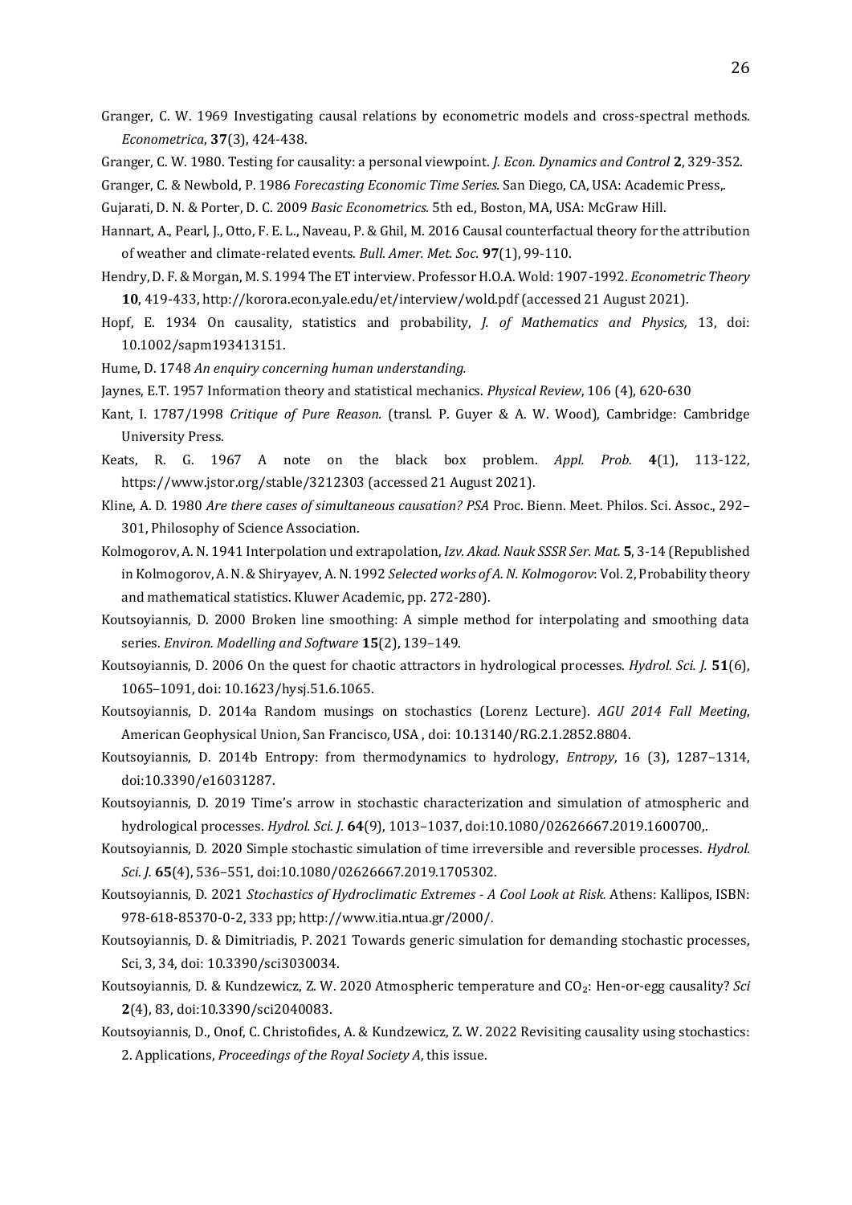Granger, C. W. 1969 Investigating causal relations by econometric models and cross-spectral methods. *Econometrica*, **37**(3), 424-438.

Granger, C. W. 1980. Testing for causality: a personal viewpoint. *J. Econ. Dynamics and Control* **2**, 329-352.

Granger, C. & Newbold, P. 1986 *Forecasting Economic Time Series.* San Diego, CA, USA: Academic Press,.

Gujarati, D. N. & Porter, D. C. 2009 *Basic Econometrics.* 5th ed., Boston, MA, USA: McGraw Hill.

Hannart, A., Pearl, J., Otto, F. E. L., Naveau, P. & Ghil, M. 2016 Causal counterfactual theory for the attribution of weather and climate-related events. *Bull. Amer. Met. Soc.* **97**(1), 99-110.

Hendry, D. F. & Morgan, M. S. 1994 The ET interview. Professor H.O.A. Wold: 1907-1992. *Econometric Theory* **10**, 419-433, http://korora.econ.yale.edu/et/interview/wold.pdf (accessed 21 August 2021).

Hopf, E. 1934 On causality, statistics and probability, *J. of Mathematics and Physics,* 13, doi: 10.1002/sapm193413151.

Hume, D. 1748 *An enquiry concerning human understanding.*

Jaynes, E.T. 1957 Information theory and statistical mechanics. *Physical Review*, 106 (4), 620-630

Kant, I. 1787/1998 *Critique of Pure Reason.* (transl. P. Guyer & A. W. Wood), Cambridge: Cambridge University Press.

Keats, R. G. 1967 A note on the black box problem. *Appl. Prob.* **4**(1), 113-122, https://www.jstor.org/stable/3212303 (accessed 21 August 2021).

Kline, A. D. 1980 *Are there cases of simultaneous causation? PSA* Proc. Bienn. Meet. Philos. Sci. Assoc., 292–301, Philosophy of Science Association.

Kolmogorov, A. N. 1941 Interpolation und extrapolation, *Izv. Akad. Nauk SSSR Ser. Mat.* **5**, 3-14 (Republished in Kolmogorov, A. N. & Shiryayev, A. N. 1992 *Selected works of A. N. Kolmogorov*: Vol. 2, Probability theory and mathematical statistics. Kluwer Academic, pp. 272-280).

Koutsoyiannis, D. 2000 Broken line smoothing: A simple method for interpolating and smoothing data series. *Environ. Modelling and Software* **15**(2), 139–149.

Koutsoyiannis, D. 2006 On the quest for chaotic attractors in hydrological processes. *Hydrol. Sci. J.* **51**(6), 1065–1091, doi: 10.1623/hysj.51.6.1065.

Koutsoyiannis, D. 2014a Random musings on stochastics (Lorenz Lecture). *AGU 2014 Fall Meeting*, American Geophysical Union, San Francisco, USA , doi: 10.13140/RG.2.1.2852.8804.

Koutsoyiannis, D. 2014b Entropy: from thermodynamics to hydrology, *Entropy*, 16 (3), 1287–1314, doi:10.3390/e16031287.

Koutsoyiannis, D. 2019 Time's arrow in stochastic characterization and simulation of atmospheric and hydrological processes. *Hydrol. Sci. J.* **64**(9), 1013–1037, doi:10.1080/02626667.2019.1600700,.

Koutsoyiannis, D. 2020 Simple stochastic simulation of time irreversible and reversible processes. *Hydrol. Sci. J.* **65**(4), 536–551, doi:10.1080/02626667.2019.1705302.

Koutsoyiannis, D. 2021 *Stochastics of Hydroclimatic Extremes - A Cool Look at Risk.* Athens: Kallipos, ISBN: 978-618-85370-0-2, 333 pp; http://www.itia.ntua.gr/2000/.

Koutsoyiannis, D. & Dimitriadis, P. 2021 Towards generic simulation for demanding stochastic processes, Sci, 3, 34, doi: 10.3390/sci3030034.

Koutsoyiannis, D. & Kundzewicz, Z. W. 2020 Atmospheric temperature and $CO_2$: Hen-or-egg causality? *Sci* **2**(4), 83, doi:10.3390/sci2040083.

Koutsoyiannis, D., Onof, C. Christofides, A. & Kundzewicz, Z. W. 2022 Revisiting causality using stochastics: 2. Applications, *Proceedings of the Royal Society A*, this issue.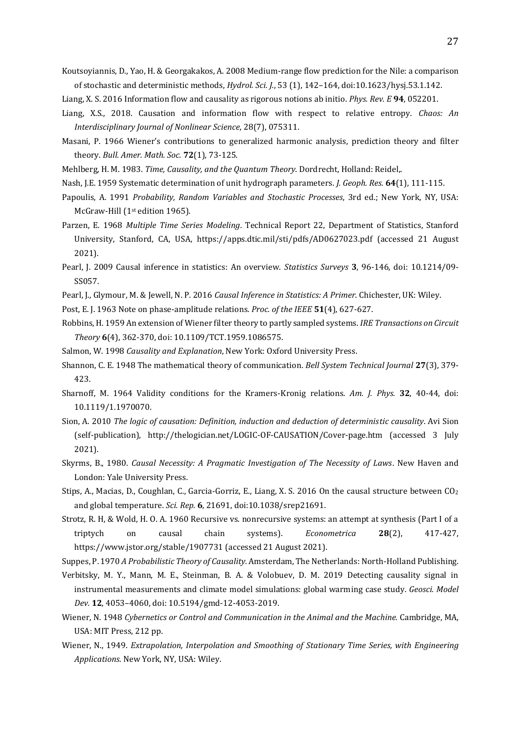Koutsoyiannis, D., Yao, H. & Georgakakos, A. 2008 Medium-range flow prediction for the Nile: a comparison of stochastic and deterministic methods, *Hydrol. Sci. J.*, 53 (1), 142–164, doi:10.1623/hysj.53.1.142.

Liang, X. S. 2016 Information flow and causality as rigorous notions ab initio. *Phys. Rev. E* **94**, 052201.

Liang, X.S., 2018. Causation and information flow with respect to relative entropy. *Chaos: An Interdisciplinary Journal of Nonlinear Science*, 28(7), 075311.

Masani, P. 1966 Wiener's contributions to generalized harmonic analysis, prediction theory and filter theory. *Bull. Amer. Math. Soc.* **72**(1), 73-125.

Mehlberg, H. M. 1983. *Time, Causality, and the Quantum Theory*. Dordrecht, Holland: Reidel,.

Nash, J.E. 1959 Systematic determination of unit hydrograph parameters. *J. Geoph. Res.* **64**(1), 111-115.

Papoulis, A. 1991 *Probability, Random Variables and Stochastic Processes*, 3rd ed.; New York, NY, USA: McGraw-Hill (1st edition 1965).

Parzen, E. 1968 *Multiple Time Series Modeling*. Technical Report 22, Department of Statistics, Stanford University, Stanford, CA, USA, https://apps.dtic.mil/sti/pdfs/AD0627023.pdf (accessed 21 August 2021).

Pearl, J. 2009 Causal inference in statistics: An overview. *Statistics Surveys* **3**, 96-146, doi: 10.1214/09-SS057.

Pearl, J., Glymour, M. & Jewell, N. P. 2016 *Causal Inference in Statistics: A Primer*. Chichester, UK: Wiley.

Post, E. J. 1963 Note on phase-amplitude relations. *Proc. of the IEEE* **51**(4), 627-627.

Robbins, H. 1959 An extension of Wiener filter theory to partly sampled systems. *IRE Transactions on Circuit Theory* **6**(4), 362-370, doi: 10.1109/TCT.1959.1086575.

Salmon, W. 1998 *Causality and Explanation*, New York: Oxford University Press.

Shannon, C. E. 1948 The mathematical theory of communication. *Bell System Technical Journal* **27**(3), 379-423.

Sharnoff, M. 1964 Validity conditions for the Kramers-Kronig relations. *Am. J. Phys.* **32**, 40-44, doi: 10.1119/1.1970070.

Sion, A. 2010 *The logic of causation: Definition, induction and deduction of deterministic causality*. Avi Sion (self-publication), http://thelogician.net/LOGIC-OF-CAUSATION/Cover-page.htm (accessed 3 July 2021).

Skyrms, B., 1980. *Causal Necessity: A Pragmatic Investigation of The Necessity of Laws*. New Haven and London: Yale University Press.

Stips, A., Macias, D., Coughlan, C., Garcia-Gorriz, E., Liang, X. S. 2016 On the causal structure between $CO_2$ and global temperature. *Sci. Rep.* **6**, 21691, doi:10.1038/srep21691.

Strotz, R. H, & Wold, H. O. A. 1960 Recursive vs. nonrecursive systems: an attempt at synthesis (Part I of a triptych on causal chain systems). *Econometrica* **28**(2), 417-427, https://www.jstor.org/stable/1907731 (accessed 21 August 2021).

Suppes, P. 1970 *A Probabilistic Theory of Causality*. Amsterdam, The Netherlands: North-Holland Publishing.

Verbitsky, M. Y., Mann, M. E., Steinman, B. A. & Volobuev, D. M. 2019 Detecting causality signal in instrumental measurements and climate model simulations: global warming case study. *Geosci. Model Dev.* **12**, 4053–4060, doi: 10.5194/gmd-12-4053-2019.

Wiener, N. 1948 *Cybernetics or Control and Communication in the Animal and the Machine.* Cambridge, MA, USA: MIT Press, 212 pp.

Wiener, N., 1949. *Extrapolation, Interpolation and Smoothing of Stationary Time Series, with Engineering Applications.* New York, NY, USA: Wiley.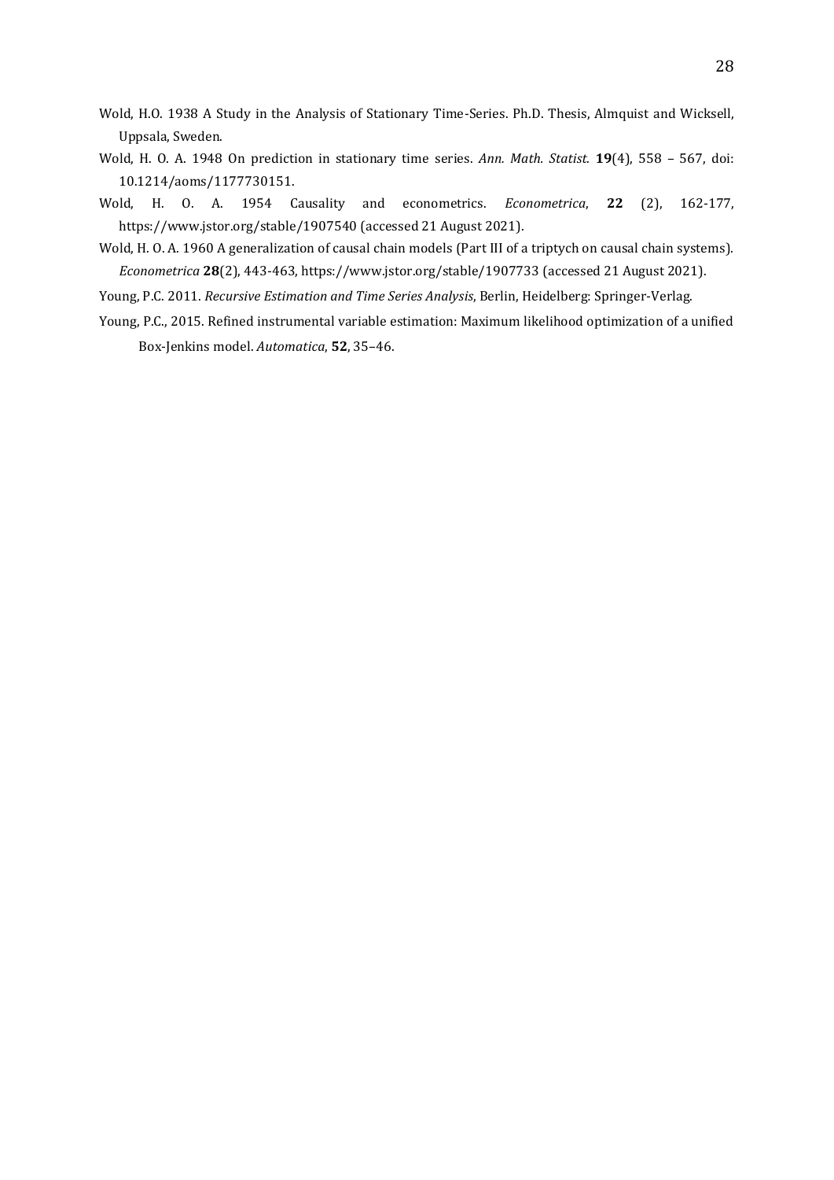Wold, H.O. 1938 A Study in the Analysis of Stationary Time-Series. Ph.D. Thesis, Almquist and Wicksell, Uppsala, Sweden.

Wold, H. O. A. 1948 On prediction in stationary time series. *Ann. Math. Statist.* **19**(4), 558 – 567, doi: 10.1214/aoms/1177730151.

Wold, H. O. A. 1954 Causality and econometrics. *Econometrica*, **22** (2), 162-177, https://www.jstor.org/stable/1907540 (accessed 21 August 2021).

Wold, H. O. A. 1960 A generalization of causal chain models (Part III of a triptych on causal chain systems). *Econometrica* **28**(2), 443-463, https://www.jstor.org/stable/1907733 (accessed 21 August 2021).

Young, P.C. 2011. *Recursive Estimation and Time Series Analysis*, Berlin, Heidelberg: Springer-Verlag.

Young, P.C., 2015. Refined instrumental variable estimation: Maximum likelihood optimization of a unified Box-Jenkins model. *Automatica*, **52**, 35–46.